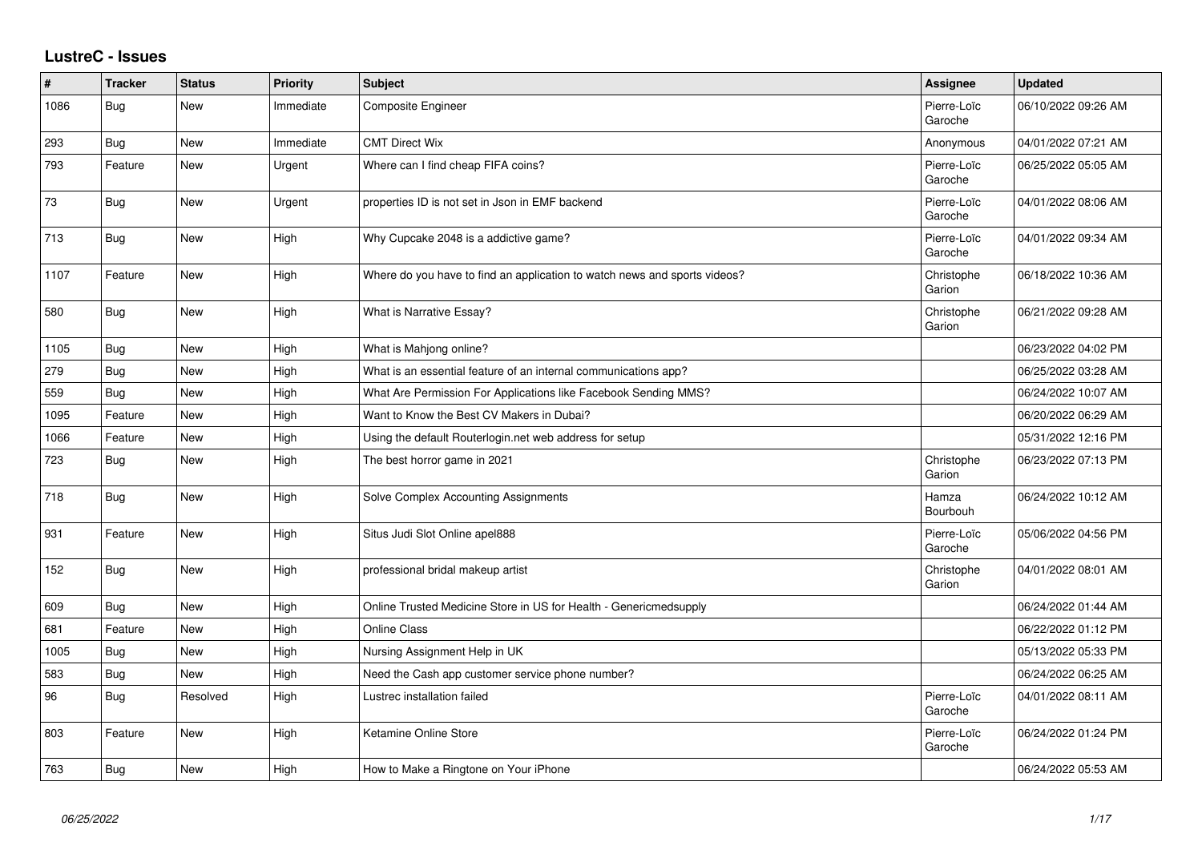# LustreC - Issues

| # | Tracker | Status | Priority | Subject | Assignee | Updated |
|---|---|---|---|---|---|---|
| 1086 | Bug | New | Immediate | Composite Engineer | Pierre-Loïc Garoche | 06/10/2022 09:26 AM |
| 293 | Bug | New | Immediate | CMT Direct Wix | Anonymous | 04/01/2022 07:21 AM |
| 793 | Feature | New | Urgent | Where can I find cheap FIFA coins? | Pierre-Loïc Garoche | 06/25/2022 05:05 AM |
| 73 | Bug | New | Urgent | properties ID is not set in Json in EMF backend | Pierre-Loïc Garoche | 04/01/2022 08:06 AM |
| 713 | Bug | New | High | Why Cupcake 2048 is a addictive game? | Pierre-Loïc Garoche | 04/01/2022 09:34 AM |
| 1107 | Feature | New | High | Where do you have to find an application to watch news and sports videos? | Christophe Garion | 06/18/2022 10:36 AM |
| 580 | Bug | New | High | What is Narrative Essay? | Christophe Garion | 06/21/2022 09:28 AM |
| 1105 | Bug | New | High | What is Mahjong online? | | 06/23/2022 04:02 PM |
| 279 | Bug | New | High | What is an essential feature of an internal communications app? | | 06/25/2022 03:28 AM |
| 559 | Bug | New | High | What Are Permission For Applications like Facebook Sending MMS? | | 06/24/2022 10:07 AM |
| 1095 | Feature | New | High | Want to Know the Best CV Makers in Dubai? | | 06/20/2022 06:29 AM |
| 1066 | Feature | New | High | Using the default Routerlogin.net web address for setup | | 05/31/2022 12:16 PM |
| 723 | Bug | New | High | The best horror game in 2021 | Christophe Garion | 06/23/2022 07:13 PM |
| 718 | Bug | New | High | Solve Complex Accounting Assignments | Hamza Bourbouh | 06/24/2022 10:12 AM |
| 931 | Feature | New | High | Situs Judi Slot Online apel888 | Pierre-Loïc Garoche | 05/06/2022 04:56 PM |
| 152 | Bug | New | High | professional bridal makeup artist | Christophe Garion | 04/01/2022 08:01 AM |
| 609 | Bug | New | High | Online Trusted Medicine Store in US for Health - Genericmedsupply | | 06/24/2022 01:44 AM |
| 681 | Feature | New | High | Online Class | | 06/22/2022 01:12 PM |
| 1005 | Bug | New | High | Nursing Assignment Help in UK | | 05/13/2022 05:33 PM |
| 583 | Bug | New | High | Need the Cash app customer service phone number? | | 06/24/2022 06:25 AM |
| 96 | Bug | Resolved | High | Lustrec installation failed | Pierre-Loïc Garoche | 04/01/2022 08:11 AM |
| 803 | Feature | New | High | Ketamine Online Store | Pierre-Loïc Garoche | 06/24/2022 01:24 PM |
| 763 | Bug | New | High | How to Make a Ringtone on Your iPhone | | 06/24/2022 05:53 AM |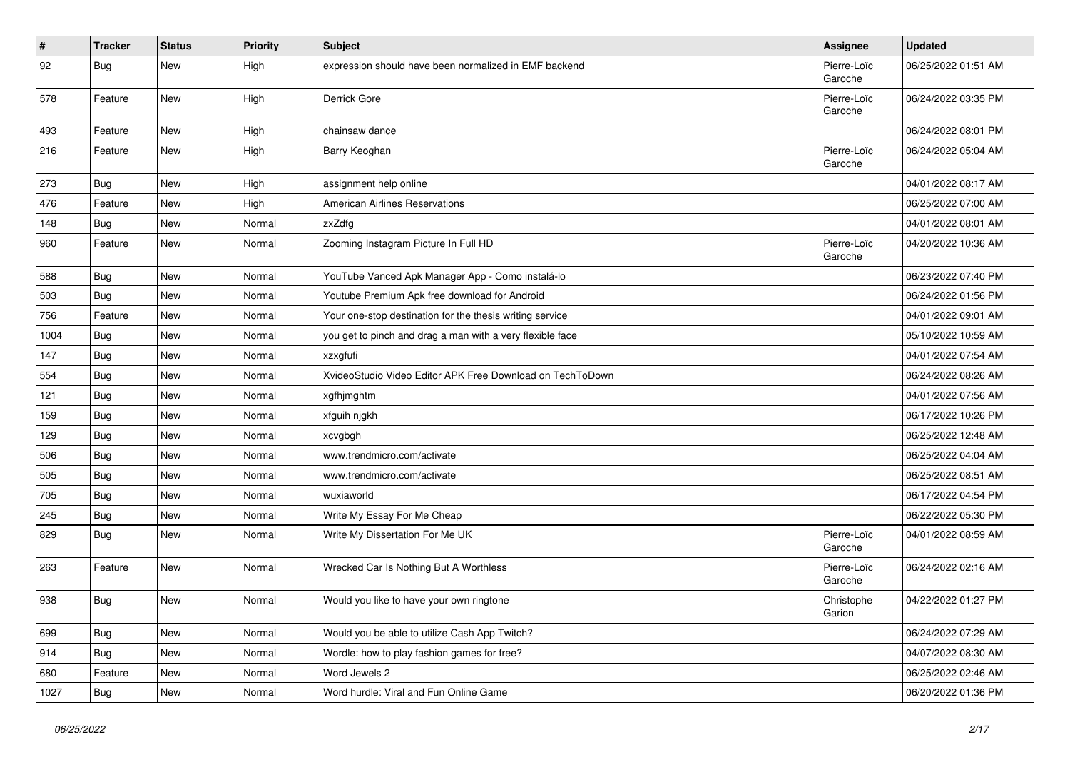| # | Tracker | Status | Priority | Subject | Assignee | Updated |
|---|---|---|---|---|---|---|
| 92 | Bug | New | High | expression should have been normalized in EMF backend | Pierre-Loïc Garoche | 06/25/2022 01:51 AM |
| 578 | Feature | New | High | Derrick Gore | Pierre-Loïc Garoche | 06/24/2022 03:35 PM |
| 493 | Feature | New | High | chainsaw dance | | 06/24/2022 08:01 PM |
| 216 | Feature | New | High | Barry Keoghan | Pierre-Loïc Garoche | 06/24/2022 05:04 AM |
| 273 | Bug | New | High | assignment help online | | 04/01/2022 08:17 AM |
| 476 | Feature | New | High | American Airlines Reservations | | 06/25/2022 07:00 AM |
| 148 | Bug | New | Normal | zxZdfg | | 04/01/2022 08:01 AM |
| 960 | Feature | New | Normal | Zooming Instagram Picture In Full HD | Pierre-Loïc Garoche | 04/20/2022 10:36 AM |
| 588 | Bug | New | Normal | YouTube Vanced Apk Manager App - Como instalá-lo | | 06/23/2022 07:40 PM |
| 503 | Bug | New | Normal | Youtube Premium Apk free download for Android | | 06/24/2022 01:56 PM |
| 756 | Feature | New | Normal | Your one-stop destination for the thesis writing service | | 04/01/2022 09:01 AM |
| 1004 | Bug | New | Normal | you get to pinch and drag a man with a very flexible face | | 05/10/2022 10:59 AM |
| 147 | Bug | New | Normal | xzxgfufi | | 04/01/2022 07:54 AM |
| 554 | Bug | New | Normal | XvideoStudio Video Editor APK Free Download on TechToDown | | 06/24/2022 08:26 AM |
| 121 | Bug | New | Normal | xgfhjmghtm | | 04/01/2022 07:56 AM |
| 159 | Bug | New | Normal | xfguih njgkh | | 06/17/2022 10:26 PM |
| 129 | Bug | New | Normal | xcvgbgh | | 06/25/2022 12:48 AM |
| 506 | Bug | New | Normal | www.trendmicro.com/activate | | 06/25/2022 04:04 AM |
| 505 | Bug | New | Normal | www.trendmicro.com/activate | | 06/25/2022 08:51 AM |
| 705 | Bug | New | Normal | wuxiaworld | | 06/17/2022 04:54 PM |
| 245 | Bug | New | Normal | Write My Essay For Me Cheap | | 06/22/2022 05:30 PM |
| 829 | Bug | New | Normal | Write My Dissertation For Me UK | Pierre-Loïc Garoche | 04/01/2022 08:59 AM |
| 263 | Feature | New | Normal | Wrecked Car Is Nothing But A Worthless | Pierre-Loïc Garoche | 06/24/2022 02:16 AM |
| 938 | Bug | New | Normal | Would you like to have your own ringtone | Christophe Garion | 04/22/2022 01:27 PM |
| 699 | Bug | New | Normal | Would you be able to utilize Cash App Twitch? | | 06/24/2022 07:29 AM |
| 914 | Bug | New | Normal | Wordle: how to play fashion games for free? | | 04/07/2022 08:30 AM |
| 680 | Feature | New | Normal | Word Jewels 2 | | 06/25/2022 02:46 AM |
| 1027 | Bug | New | Normal | Word hurdle: Viral and Fun Online Game | | 06/20/2022 01:36 PM |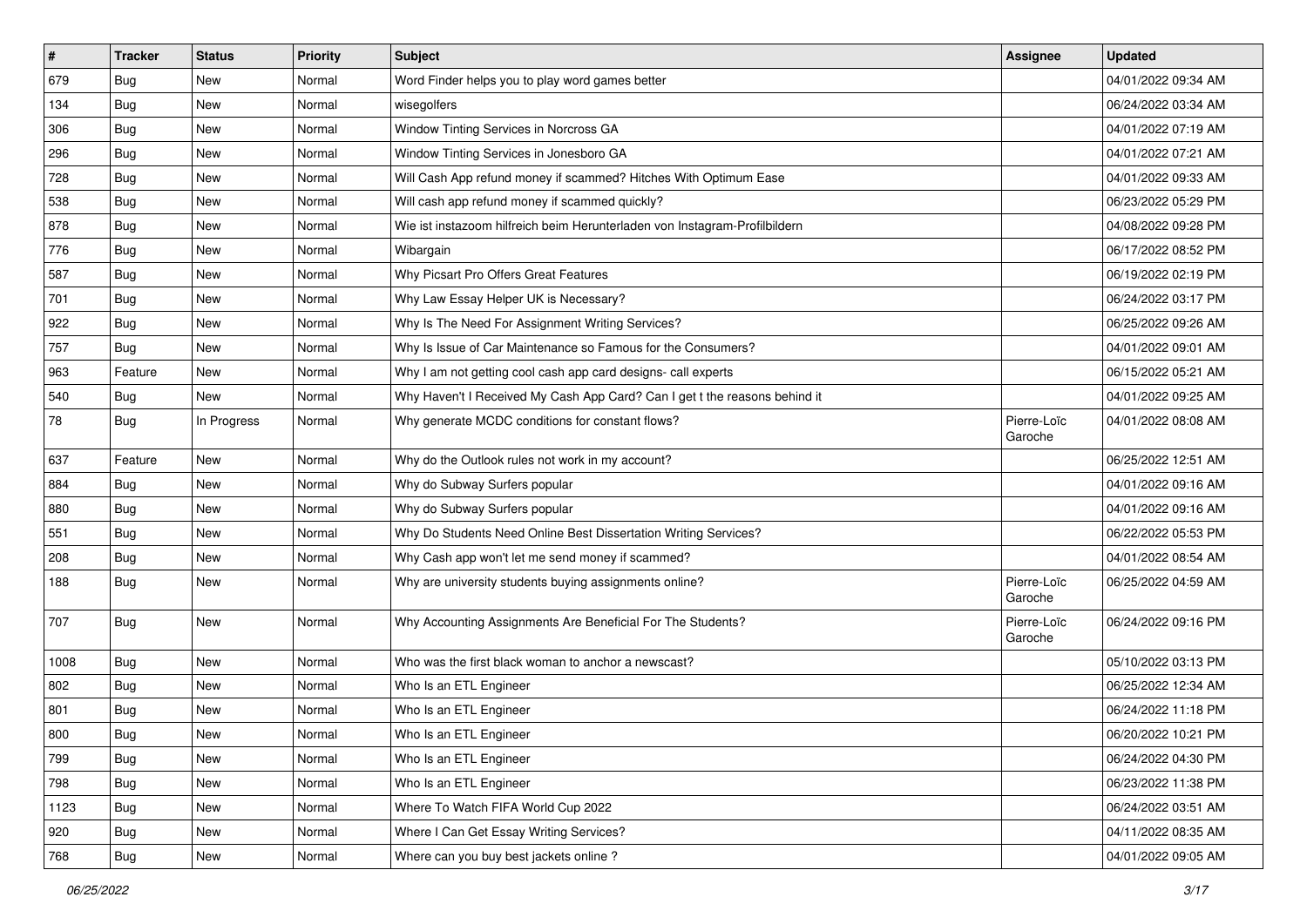| # | Tracker | Status | Priority | Subject | Assignee | Updated |
| --- | --- | --- | --- | --- | --- | --- |
| 679 | Bug | New | Normal | Word Finder helps you to play word games better | | 04/01/2022 09:34 AM |
| 134 | Bug | New | Normal | wisegolfers | | 06/24/2022 03:34 AM |
| 306 | Bug | New | Normal | Window Tinting Services in Norcross GA | | 04/01/2022 07:19 AM |
| 296 | Bug | New | Normal | Window Tinting Services in Jonesboro GA | | 04/01/2022 07:21 AM |
| 728 | Bug | New | Normal | Will Cash App refund money if scammed? Hitches With Optimum Ease | | 04/01/2022 09:33 AM |
| 538 | Bug | New | Normal | Will cash app refund money if scammed quickly? | | 06/23/2022 05:29 PM |
| 878 | Bug | New | Normal | Wie ist instazoom hilfreich beim Herunterladen von Instagram-Profilbildern | | 04/08/2022 09:28 PM |
| 776 | Bug | New | Normal | Wibargain | | 06/17/2022 08:52 PM |
| 587 | Bug | New | Normal | Why Picsart Pro Offers Great Features | | 06/19/2022 02:19 PM |
| 701 | Bug | New | Normal | Why Law Essay Helper UK is Necessary? | | 06/24/2022 03:17 PM |
| 922 | Bug | New | Normal | Why Is The Need For Assignment Writing Services? | | 06/25/2022 09:26 AM |
| 757 | Bug | New | Normal | Why Is Issue of Car Maintenance so Famous for the Consumers? | | 04/01/2022 09:01 AM |
| 963 | Feature | New | Normal | Why I am not getting cool cash app card designs- call experts | | 06/15/2022 05:21 AM |
| 540 | Bug | New | Normal | Why Haven't I Received My Cash App Card? Can I get t the reasons behind it | | 04/01/2022 09:25 AM |
| 78 | Bug | In Progress | Normal | Why generate MCDC conditions for constant flows? | Pierre-Loïc Garoche | 04/01/2022 08:08 AM |
| 637 | Feature | New | Normal | Why do the Outlook rules not work in my account? | | 06/25/2022 12:51 AM |
| 884 | Bug | New | Normal | Why do Subway Surfers popular | | 04/01/2022 09:16 AM |
| 880 | Bug | New | Normal | Why do Subway Surfers popular | | 04/01/2022 09:16 AM |
| 551 | Bug | New | Normal | Why Do Students Need Online Best Dissertation Writing Services? | | 06/22/2022 05:53 PM |
| 208 | Bug | New | Normal | Why Cash app won't let me send money if scammed? | | 04/01/2022 08:54 AM |
| 188 | Bug | New | Normal | Why are university students buying assignments online? | Pierre-Loïc Garoche | 06/25/2022 04:59 AM |
| 707 | Bug | New | Normal | Why Accounting Assignments Are Beneficial For The Students? | Pierre-Loïc Garoche | 06/24/2022 09:16 PM |
| 1008 | Bug | New | Normal | Who was the first black woman to anchor a newscast? | | 05/10/2022 03:13 PM |
| 802 | Bug | New | Normal | Who Is an ETL Engineer | | 06/25/2022 12:34 AM |
| 801 | Bug | New | Normal | Who Is an ETL Engineer | | 06/24/2022 11:18 PM |
| 800 | Bug | New | Normal | Who Is an ETL Engineer | | 06/20/2022 10:21 PM |
| 799 | Bug | New | Normal | Who Is an ETL Engineer | | 06/24/2022 04:30 PM |
| 798 | Bug | New | Normal | Who Is an ETL Engineer | | 06/23/2022 11:38 PM |
| 1123 | Bug | New | Normal | Where To Watch FIFA World Cup 2022 | | 06/24/2022 03:51 AM |
| 920 | Bug | New | Normal | Where I Can Get Essay Writing Services? | | 04/11/2022 08:35 AM |
| 768 | Bug | New | Normal | Where can you buy best jackets online ? | | 04/01/2022 09:05 AM |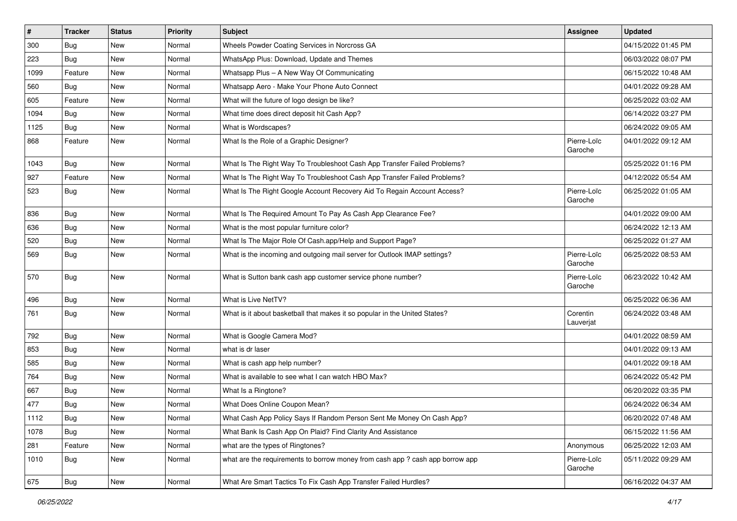| # | Tracker | Status | Priority | Subject | Assignee | Updated |
|---|---|---|---|---|---|---|
| 300 | Bug | New | Normal | Wheels Powder Coating Services in Norcross GA | | 04/15/2022 01:45 PM |
| 223 | Bug | New | Normal | WhatsApp Plus: Download, Update and Themes | | 06/03/2022 08:07 PM |
| 1099 | Feature | New | Normal | Whatsapp Plus – A New Way Of Communicating | | 06/15/2022 10:48 AM |
| 560 | Bug | New | Normal | Whatsapp Aero - Make Your Phone Auto Connect | | 04/01/2022 09:28 AM |
| 605 | Feature | New | Normal | What will the future of logo design be like? | | 06/25/2022 03:02 AM |
| 1094 | Bug | New | Normal | What time does direct deposit hit Cash App? | | 06/14/2022 03:27 PM |
| 1125 | Bug | New | Normal | What is Wordscapes? | | 06/24/2022 09:05 AM |
| 868 | Feature | New | Normal | What Is the Role of a Graphic Designer? | Pierre-Loïc Garoche | 04/01/2022 09:12 AM |
| 1043 | Bug | New | Normal | What Is The Right Way To Troubleshoot Cash App Transfer Failed Problems? | | 05/25/2022 01:16 PM |
| 927 | Feature | New | Normal | What Is The Right Way To Troubleshoot Cash App Transfer Failed Problems? | | 04/12/2022 05:54 AM |
| 523 | Bug | New | Normal | What Is The Right Google Account Recovery Aid To Regain Account Access? | Pierre-Loïc Garoche | 06/25/2022 01:05 AM |
| 836 | Bug | New | Normal | What Is The Required Amount To Pay As Cash App Clearance Fee? | | 04/01/2022 09:00 AM |
| 636 | Bug | New | Normal | What is the most popular furniture color? | | 06/24/2022 12:13 AM |
| 520 | Bug | New | Normal | What Is The Major Role Of Cash.app/Help and Support Page? | | 06/25/2022 01:27 AM |
| 569 | Bug | New | Normal | What is the incoming and outgoing mail server for Outlook IMAP settings? | Pierre-Loïc Garoche | 06/25/2022 08:53 AM |
| 570 | Bug | New | Normal | What is Sutton bank cash app customer service phone number? | Pierre-Loïc Garoche | 06/23/2022 10:42 AM |
| 496 | Bug | New | Normal | What is Live NetTV? | | 06/25/2022 06:36 AM |
| 761 | Bug | New | Normal | What is it about basketball that makes it so popular in the United States? | Corentin Lauverjat | 06/24/2022 03:48 AM |
| 792 | Bug | New | Normal | What is Google Camera Mod? | | 04/01/2022 08:59 AM |
| 853 | Bug | New | Normal | what is dr laser | | 04/01/2022 09:13 AM |
| 585 | Bug | New | Normal | What is cash app help number? | | 04/01/2022 09:18 AM |
| 764 | Bug | New | Normal | What is available to see what I can watch HBO Max? | | 06/24/2022 05:42 PM |
| 667 | Bug | New | Normal | What Is a Ringtone? | | 06/20/2022 03:35 PM |
| 477 | Bug | New | Normal | What Does Online Coupon Mean? | | 06/24/2022 06:34 AM |
| 1112 | Bug | New | Normal | What Cash App Policy Says If Random Person Sent Me Money On Cash App? | | 06/20/2022 07:48 AM |
| 1078 | Bug | New | Normal | What Bank Is Cash App On Plaid? Find Clarity And Assistance | | 06/15/2022 11:56 AM |
| 281 | Feature | New | Normal | what are the types of Ringtones? | Anonymous | 06/25/2022 12:03 AM |
| 1010 | Bug | New | Normal | what are the requirements to borrow money from cash app ? cash app borrow app | Pierre-Loïc Garoche | 05/11/2022 09:29 AM |
| 675 | Bug | New | Normal | What Are Smart Tactics To Fix Cash App Transfer Failed Hurdles? | | 06/16/2022 04:37 AM |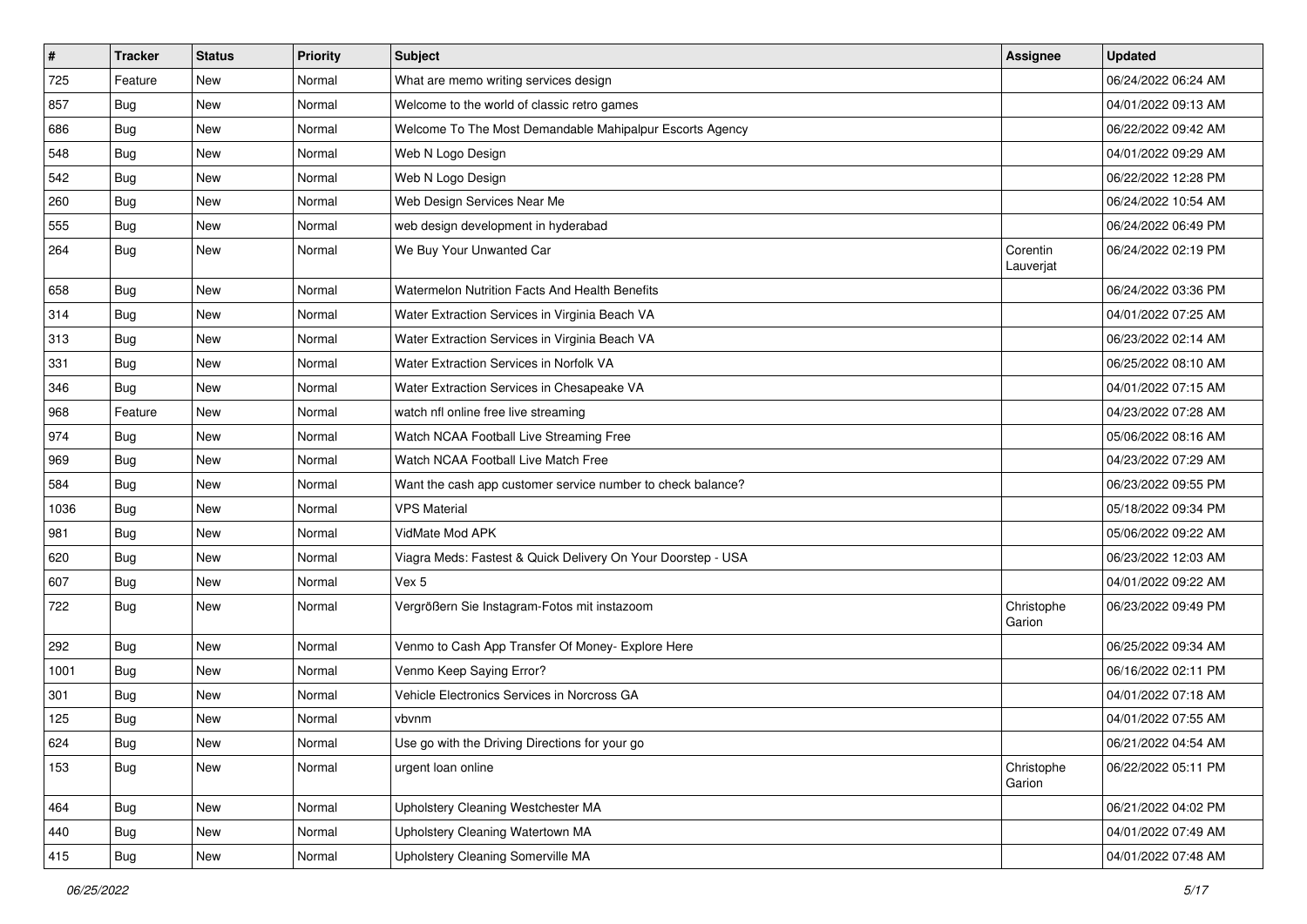| # | Tracker | Status | Priority | Subject | Assignee | Updated |
|---|---|---|---|---|---|---|
| 725 | Feature | New | Normal | What are memo writing services design | | 06/24/2022 06:24 AM |
| 857 | Bug | New | Normal | Welcome to the world of classic retro games | | 04/01/2022 09:13 AM |
| 686 | Bug | New | Normal | Welcome To The Most Demandable Mahipalpur Escorts Agency | | 06/22/2022 09:42 AM |
| 548 | Bug | New | Normal | Web N Logo Design | | 04/01/2022 09:29 AM |
| 542 | Bug | New | Normal | Web N Logo Design | | 06/22/2022 12:28 PM |
| 260 | Bug | New | Normal | Web Design Services Near Me | | 06/24/2022 10:54 AM |
| 555 | Bug | New | Normal | web design development in hyderabad | | 06/24/2022 06:49 PM |
| 264 | Bug | New | Normal | We Buy Your Unwanted Car | Corentin Lauverjat | 06/24/2022 02:19 PM |
| 658 | Bug | New | Normal | Watermelon Nutrition Facts And Health Benefits | | 06/24/2022 03:36 PM |
| 314 | Bug | New | Normal | Water Extraction Services in Virginia Beach VA | | 04/01/2022 07:25 AM |
| 313 | Bug | New | Normal | Water Extraction Services in Virginia Beach VA | | 06/23/2022 02:14 AM |
| 331 | Bug | New | Normal | Water Extraction Services in Norfolk VA | | 06/25/2022 08:10 AM |
| 346 | Bug | New | Normal | Water Extraction Services in Chesapeake VA | | 04/01/2022 07:15 AM |
| 968 | Feature | New | Normal | watch nfl online free live streaming | | 04/23/2022 07:28 AM |
| 974 | Bug | New | Normal | Watch NCAA Football Live Streaming Free | | 05/06/2022 08:16 AM |
| 969 | Bug | New | Normal | Watch NCAA Football Live Match Free | | 04/23/2022 07:29 AM |
| 584 | Bug | New | Normal | Want the cash app customer service number to check balance? | | 06/23/2022 09:55 PM |
| 1036 | Bug | New | Normal | VPS Material | | 05/18/2022 09:34 PM |
| 981 | Bug | New | Normal | VidMate Mod APK | | 05/06/2022 09:22 AM |
| 620 | Bug | New | Normal | Viagra Meds: Fastest & Quick Delivery On Your Doorstep - USA | | 06/23/2022 12:03 AM |
| 607 | Bug | New | Normal | Vex 5 | | 04/01/2022 09:22 AM |
| 722 | Bug | New | Normal | Vergrößern Sie Instagram-Fotos mit instazoom | Christophe Garion | 06/23/2022 09:49 PM |
| 292 | Bug | New | Normal | Venmo to Cash App Transfer Of Money- Explore Here | | 06/25/2022 09:34 AM |
| 1001 | Bug | New | Normal | Venmo Keep Saying Error? | | 06/16/2022 02:11 PM |
| 301 | Bug | New | Normal | Vehicle Electronics Services in Norcross GA | | 04/01/2022 07:18 AM |
| 125 | Bug | New | Normal | vbvnm | | 04/01/2022 07:55 AM |
| 624 | Bug | New | Normal | Use go with the Driving Directions for your go | | 06/21/2022 04:54 AM |
| 153 | Bug | New | Normal | urgent loan online | Christophe Garion | 06/22/2022 05:11 PM |
| 464 | Bug | New | Normal | Upholstery Cleaning Westchester MA | | 06/21/2022 04:02 PM |
| 440 | Bug | New | Normal | Upholstery Cleaning Watertown MA | | 04/01/2022 07:49 AM |
| 415 | Bug | New | Normal | Upholstery Cleaning Somerville MA | | 04/01/2022 07:48 AM |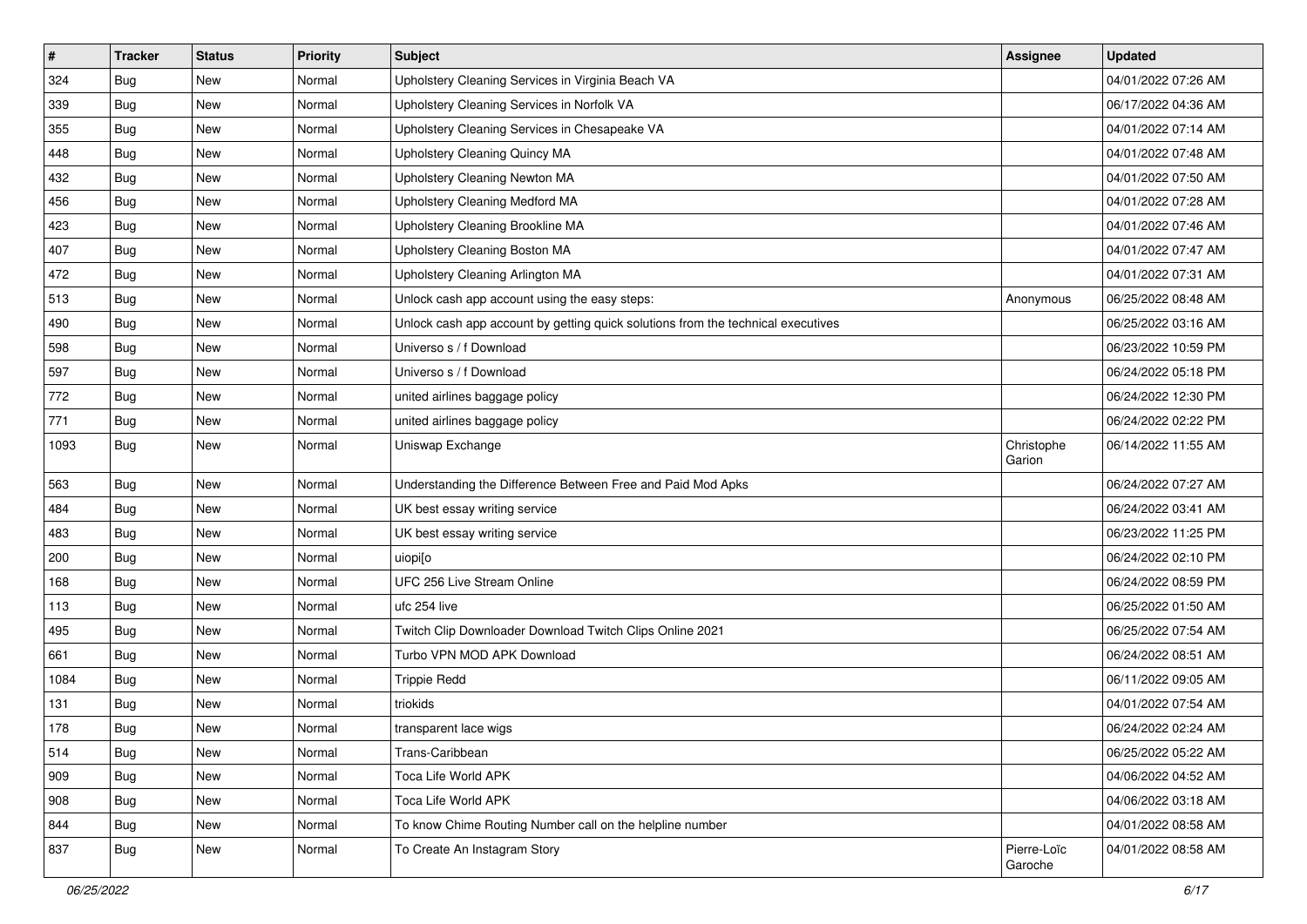| # | Tracker | Status | Priority | Subject | Assignee | Updated |
| --- | --- | --- | --- | --- | --- | --- |
| 324 | Bug | New | Normal | Upholstery Cleaning Services in Virginia Beach VA | | 04/01/2022 07:26 AM |
| 339 | Bug | New | Normal | Upholstery Cleaning Services in Norfolk VA | | 06/17/2022 04:36 AM |
| 355 | Bug | New | Normal | Upholstery Cleaning Services in Chesapeake VA | | 04/01/2022 07:14 AM |
| 448 | Bug | New | Normal | Upholstery Cleaning Quincy MA | | 04/01/2022 07:48 AM |
| 432 | Bug | New | Normal | Upholstery Cleaning Newton MA | | 04/01/2022 07:50 AM |
| 456 | Bug | New | Normal | Upholstery Cleaning Medford MA | | 04/01/2022 07:28 AM |
| 423 | Bug | New | Normal | Upholstery Cleaning Brookline MA | | 04/01/2022 07:46 AM |
| 407 | Bug | New | Normal | Upholstery Cleaning Boston MA | | 04/01/2022 07:47 AM |
| 472 | Bug | New | Normal | Upholstery Cleaning Arlington MA | | 04/01/2022 07:31 AM |
| 513 | Bug | New | Normal | Unlock cash app account using the easy steps: | Anonymous | 06/25/2022 08:48 AM |
| 490 | Bug | New | Normal | Unlock cash app account by getting quick solutions from the technical executives | | 06/25/2022 03:16 AM |
| 598 | Bug | New | Normal | Universo s / f Download | | 06/23/2022 10:59 PM |
| 597 | Bug | New | Normal | Universo s / f Download | | 06/24/2022 05:18 PM |
| 772 | Bug | New | Normal | united airlines baggage policy | | 06/24/2022 12:30 PM |
| 771 | Bug | New | Normal | united airlines baggage policy | | 06/24/2022 02:22 PM |
| 1093 | Bug | New | Normal | Uniswap Exchange | Christophe Garion | 06/14/2022 11:55 AM |
| 563 | Bug | New | Normal | Understanding the Difference Between Free and Paid Mod Apks | | 06/24/2022 07:27 AM |
| 484 | Bug | New | Normal | UK best essay writing service | | 06/24/2022 03:41 AM |
| 483 | Bug | New | Normal | UK best essay writing service | | 06/23/2022 11:25 PM |
| 200 | Bug | New | Normal | uiopi[o | | 06/24/2022 02:10 PM |
| 168 | Bug | New | Normal | UFC 256 Live Stream Online | | 06/24/2022 08:59 PM |
| 113 | Bug | New | Normal | ufc 254 live | | 06/25/2022 01:50 AM |
| 495 | Bug | New | Normal | Twitch Clip Downloader Download Twitch Clips Online 2021 | | 06/25/2022 07:54 AM |
| 661 | Bug | New | Normal | Turbo VPN MOD APK Download | | 06/24/2022 08:51 AM |
| 1084 | Bug | New | Normal | Trippie Redd | | 06/11/2022 09:05 AM |
| 131 | Bug | New | Normal | triokids | | 04/01/2022 07:54 AM |
| 178 | Bug | New | Normal | transparent lace wigs | | 06/24/2022 02:24 AM |
| 514 | Bug | New | Normal | Trans-Caribbean | | 06/25/2022 05:22 AM |
| 909 | Bug | New | Normal | Toca Life World APK | | 04/06/2022 04:52 AM |
| 908 | Bug | New | Normal | Toca Life World APK | | 04/06/2022 03:18 AM |
| 844 | Bug | New | Normal | To know Chime Routing Number call on the helpline number | | 04/01/2022 08:58 AM |
| 837 | Bug | New | Normal | To Create An Instagram Story | Pierre-Loïc Garoche | 04/01/2022 08:58 AM |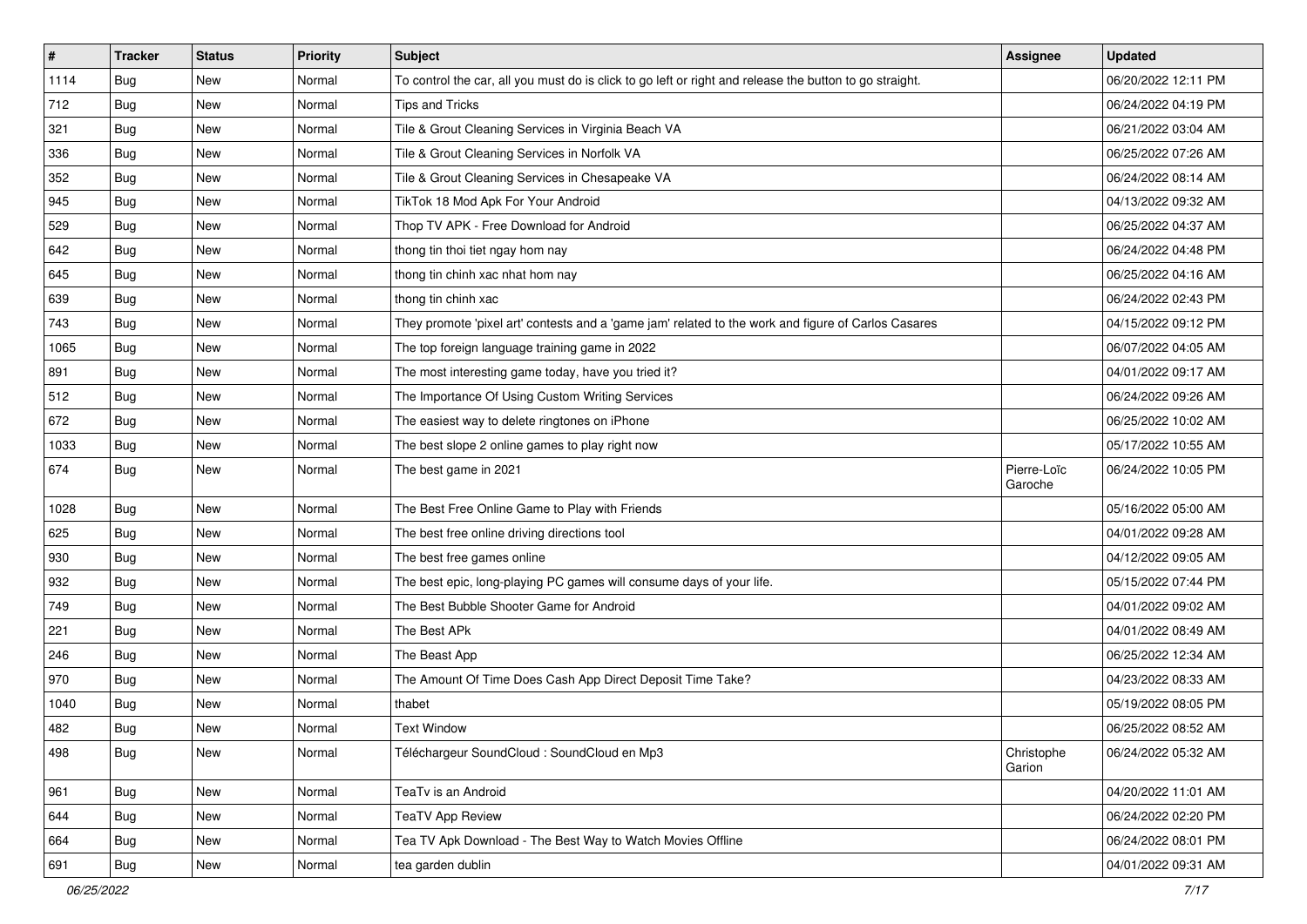| # | Tracker | Status | Priority | Subject | Assignee | Updated |
|---|---|---|---|---|---|---|
| 1114 | Bug | New | Normal | To control the car, all you must do is click to go left or right and release the button to go straight. | | 06/20/2022 12:11 PM |
| 712 | Bug | New | Normal | Tips and Tricks | | 06/24/2022 04:19 PM |
| 321 | Bug | New | Normal | Tile & Grout Cleaning Services in Virginia Beach VA | | 06/21/2022 03:04 AM |
| 336 | Bug | New | Normal | Tile & Grout Cleaning Services in Norfolk VA | | 06/25/2022 07:26 AM |
| 352 | Bug | New | Normal | Tile & Grout Cleaning Services in Chesapeake VA | | 06/24/2022 08:14 AM |
| 945 | Bug | New | Normal | TikTok 18 Mod Apk For Your Android | | 04/13/2022 09:32 AM |
| 529 | Bug | New | Normal | Thop TV APK - Free Download for Android | | 06/25/2022 04:37 AM |
| 642 | Bug | New | Normal | thong tin thoi tiet ngay hom nay | | 06/24/2022 04:48 PM |
| 645 | Bug | New | Normal | thong tin chinh xac nhat hom nay | | 06/25/2022 04:16 AM |
| 639 | Bug | New | Normal | thong tin chinh xac | | 06/24/2022 02:43 PM |
| 743 | Bug | New | Normal | They promote 'pixel art' contests and a 'game jam' related to the work and figure of Carlos Casares | | 04/15/2022 09:12 PM |
| 1065 | Bug | New | Normal | The top foreign language training game in 2022 | | 06/07/2022 04:05 AM |
| 891 | Bug | New | Normal | The most interesting game today, have you tried it? | | 04/01/2022 09:17 AM |
| 512 | Bug | New | Normal | The Importance Of Using Custom Writing Services | | 06/24/2022 09:26 AM |
| 672 | Bug | New | Normal | The easiest way to delete ringtones on iPhone | | 06/25/2022 10:02 AM |
| 1033 | Bug | New | Normal | The best slope 2 online games to play right now | | 05/17/2022 10:55 AM |
| 674 | Bug | New | Normal | The best game in 2021 | Pierre-Loïc Garoche | 06/24/2022 10:05 PM |
| 1028 | Bug | New | Normal | The Best Free Online Game to Play with Friends | | 05/16/2022 05:00 AM |
| 625 | Bug | New | Normal | The best free online driving directions tool | | 04/01/2022 09:28 AM |
| 930 | Bug | New | Normal | The best free games online | | 04/12/2022 09:05 AM |
| 932 | Bug | New | Normal | The best epic, long-playing PC games will consume days of your life. | | 05/15/2022 07:44 PM |
| 749 | Bug | New | Normal | The Best Bubble Shooter Game for Android | | 04/01/2022 09:02 AM |
| 221 | Bug | New | Normal | The Best APk | | 04/01/2022 08:49 AM |
| 246 | Bug | New | Normal | The Beast App | | 06/25/2022 12:34 AM |
| 970 | Bug | New | Normal | The Amount Of Time Does Cash App Direct Deposit Time Take? | | 04/23/2022 08:33 AM |
| 1040 | Bug | New | Normal | thabet | | 05/19/2022 08:05 PM |
| 482 | Bug | New | Normal | Text Window | | 06/25/2022 08:52 AM |
| 498 | Bug | New | Normal | Téléchargeur SoundCloud : SoundCloud en Mp3 | Christophe Garion | 06/24/2022 05:32 AM |
| 961 | Bug | New | Normal | TeaTv is an Android | | 04/20/2022 11:01 AM |
| 644 | Bug | New | Normal | TeaTV App Review | | 06/24/2022 02:20 PM |
| 664 | Bug | New | Normal | Tea TV Apk Download - The Best Way to Watch Movies Offline | | 06/24/2022 08:01 PM |
| 691 | Bug | New | Normal | tea garden dublin | | 04/01/2022 09:31 AM |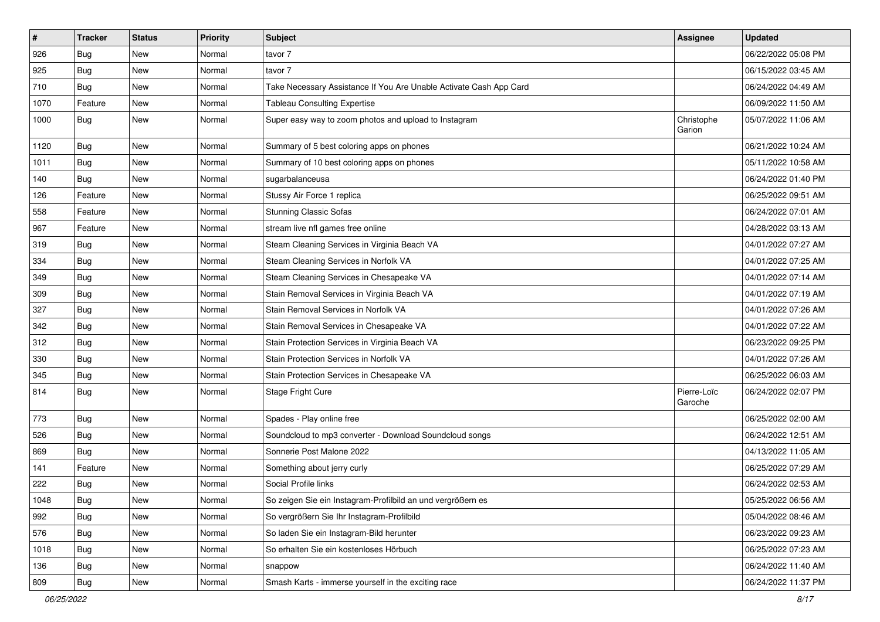| # | Tracker | Status | Priority | Subject | Assignee | Updated |
| --- | --- | --- | --- | --- | --- | --- |
| 926 | Bug | New | Normal | tavor 7 | | 06/22/2022 05:08 PM |
| 925 | Bug | New | Normal | tavor 7 | | 06/15/2022 03:45 AM |
| 710 | Bug | New | Normal | Take Necessary Assistance If You Are Unable Activate Cash App Card | | 06/24/2022 04:49 AM |
| 1070 | Feature | New | Normal | Tableau Consulting Expertise | | 06/09/2022 11:50 AM |
| 1000 | Bug | New | Normal | Super easy way to zoom photos and upload to Instagram | Christophe Garion | 05/07/2022 11:06 AM |
| 1120 | Bug | New | Normal | Summary of 5 best coloring apps on phones | | 06/21/2022 10:24 AM |
| 1011 | Bug | New | Normal | Summary of 10 best coloring apps on phones | | 05/11/2022 10:58 AM |
| 140 | Bug | New | Normal | sugarbalanceusa | | 06/24/2022 01:40 PM |
| 126 | Feature | New | Normal | Stussy Air Force 1 replica | | 06/25/2022 09:51 AM |
| 558 | Feature | New | Normal | Stunning Classic Sofas | | 06/24/2022 07:01 AM |
| 967 | Feature | New | Normal | stream live nfl games free online | | 04/28/2022 03:13 AM |
| 319 | Bug | New | Normal | Steam Cleaning Services in Virginia Beach VA | | 04/01/2022 07:27 AM |
| 334 | Bug | New | Normal | Steam Cleaning Services in Norfolk VA | | 04/01/2022 07:25 AM |
| 349 | Bug | New | Normal | Steam Cleaning Services in Chesapeake VA | | 04/01/2022 07:14 AM |
| 309 | Bug | New | Normal | Stain Removal Services in Virginia Beach VA | | 04/01/2022 07:19 AM |
| 327 | Bug | New | Normal | Stain Removal Services in Norfolk VA | | 04/01/2022 07:26 AM |
| 342 | Bug | New | Normal | Stain Removal Services in Chesapeake VA | | 04/01/2022 07:22 AM |
| 312 | Bug | New | Normal | Stain Protection Services in Virginia Beach VA | | 06/23/2022 09:25 PM |
| 330 | Bug | New | Normal | Stain Protection Services in Norfolk VA | | 04/01/2022 07:26 AM |
| 345 | Bug | New | Normal | Stain Protection Services in Chesapeake VA | | 06/25/2022 06:03 AM |
| 814 | Bug | New | Normal | Stage Fright Cure | Pierre-Loïc Garoche | 06/24/2022 02:07 PM |
| 773 | Bug | New | Normal | Spades - Play online free | | 06/25/2022 02:00 AM |
| 526 | Bug | New | Normal | Soundcloud to mp3 converter - Download Soundcloud songs | | 06/24/2022 12:51 AM |
| 869 | Bug | New | Normal | Sonnerie Post Malone 2022 | | 04/13/2022 11:05 AM |
| 141 | Feature | New | Normal | Something about jerry curly | | 06/25/2022 07:29 AM |
| 222 | Bug | New | Normal | Social Profile links | | 06/24/2022 02:53 AM |
| 1048 | Bug | New | Normal | So zeigen Sie ein Instagram-Profilbild an und vergrößern es | | 05/25/2022 06:56 AM |
| 992 | Bug | New | Normal | So vergrößern Sie Ihr Instagram-Profilbild | | 05/04/2022 08:46 AM |
| 576 | Bug | New | Normal | So laden Sie ein Instagram-Bild herunter | | 06/23/2022 09:23 AM |
| 1018 | Bug | New | Normal | So erhalten Sie ein kostenloses Hörbuch | | 06/25/2022 07:23 AM |
| 136 | Bug | New | Normal | snappow | | 06/24/2022 11:40 AM |
| 809 | Bug | New | Normal | Smash Karts - immerse yourself in the exciting race | | 06/24/2022 11:37 PM |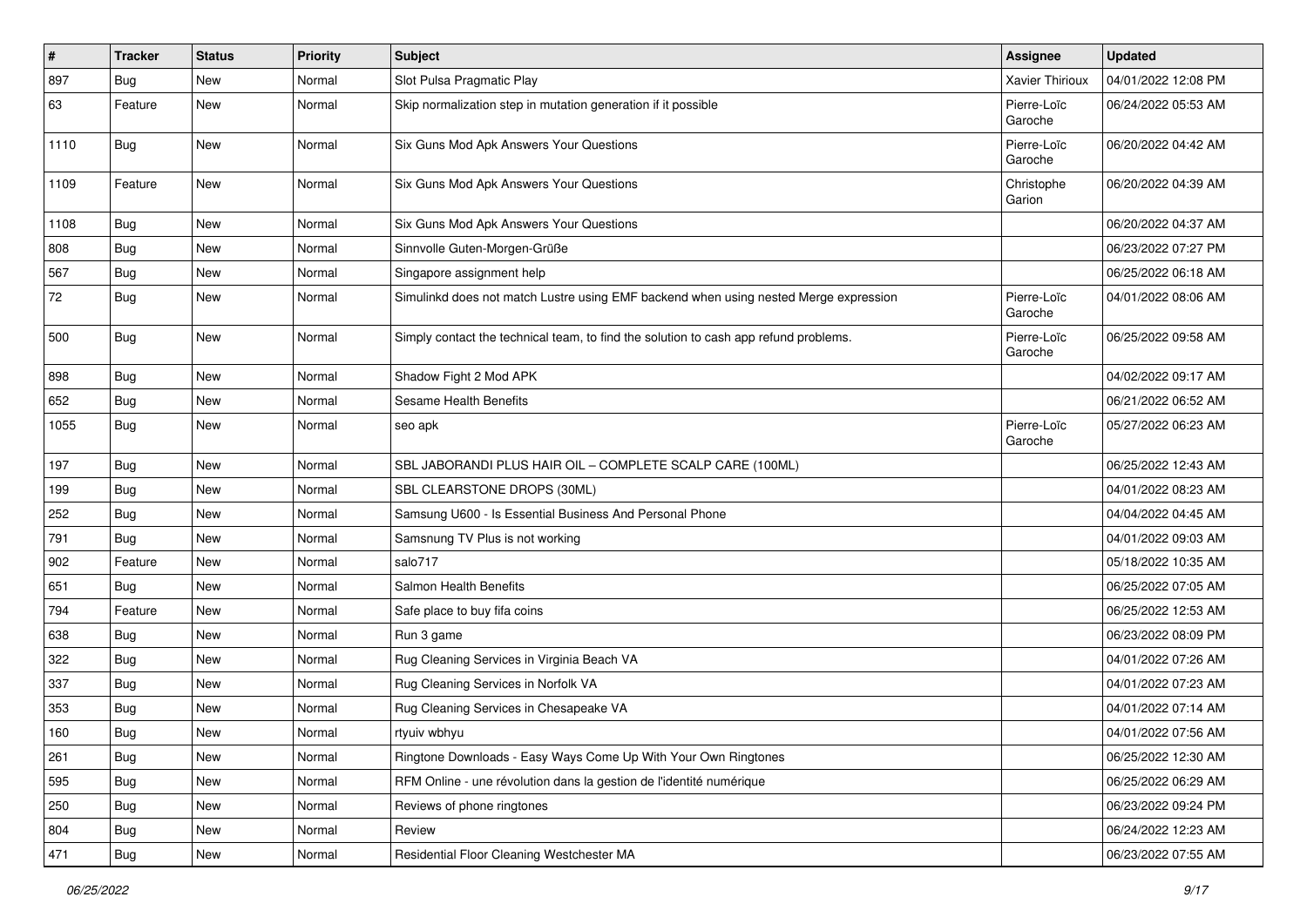| # | Tracker | Status | Priority | Subject | Assignee | Updated |
|---|---|---|---|---|---|---|
| 897 | Bug | New | Normal | Slot Pulsa Pragmatic Play | Xavier Thirioux | 04/01/2022 12:08 PM |
| 63 | Feature | New | Normal | Skip normalization step in mutation generation if it possible | Pierre-Loïc Garoche | 06/24/2022 05:53 AM |
| 1110 | Bug | New | Normal | Six Guns Mod Apk Answers Your Questions | Pierre-Loïc Garoche | 06/20/2022 04:42 AM |
| 1109 | Feature | New | Normal | Six Guns Mod Apk Answers Your Questions | Christophe Garion | 06/20/2022 04:39 AM |
| 1108 | Bug | New | Normal | Six Guns Mod Apk Answers Your Questions | | 06/20/2022 04:37 AM |
| 808 | Bug | New | Normal | Sinnvolle Guten-Morgen-Grüße | | 06/23/2022 07:27 PM |
| 567 | Bug | New | Normal | Singapore assignment help | | 06/25/2022 06:18 AM |
| 72 | Bug | New | Normal | Simulinkd does not match Lustre using EMF backend when using nested Merge expression | Pierre-Loïc Garoche | 04/01/2022 08:06 AM |
| 500 | Bug | New | Normal | Simply contact the technical team, to find the solution to cash app refund problems. | Pierre-Loïc Garoche | 06/25/2022 09:58 AM |
| 898 | Bug | New | Normal | Shadow Fight 2 Mod APK | | 04/02/2022 09:17 AM |
| 652 | Bug | New | Normal | Sesame Health Benefits | | 06/21/2022 06:52 AM |
| 1055 | Bug | New | Normal | seo apk | Pierre-Loïc Garoche | 05/27/2022 06:23 AM |
| 197 | Bug | New | Normal | SBL JABORANDI PLUS HAIR OIL – COMPLETE SCALP CARE (100ML) | | 06/25/2022 12:43 AM |
| 199 | Bug | New | Normal | SBL CLEARSTONE DROPS (30ML) | | 04/01/2022 08:23 AM |
| 252 | Bug | New | Normal | Samsung U600 - Is Essential Business And Personal Phone | | 04/04/2022 04:45 AM |
| 791 | Bug | New | Normal | Samsnung TV Plus is not working | | 04/01/2022 09:03 AM |
| 902 | Feature | New | Normal | salo717 | | 05/18/2022 10:35 AM |
| 651 | Bug | New | Normal | Salmon Health Benefits | | 06/25/2022 07:05 AM |
| 794 | Feature | New | Normal | Safe place to buy fifa coins | | 06/25/2022 12:53 AM |
| 638 | Bug | New | Normal | Run 3 game | | 06/23/2022 08:09 PM |
| 322 | Bug | New | Normal | Rug Cleaning Services in Virginia Beach VA | | 04/01/2022 07:26 AM |
| 337 | Bug | New | Normal | Rug Cleaning Services in Norfolk VA | | 04/01/2022 07:23 AM |
| 353 | Bug | New | Normal | Rug Cleaning Services in Chesapeake VA | | 04/01/2022 07:14 AM |
| 160 | Bug | New | Normal | rtyuiv wbhyu | | 04/01/2022 07:56 AM |
| 261 | Bug | New | Normal | Ringtone Downloads - Easy Ways Come Up With Your Own Ringtones | | 06/25/2022 12:30 AM |
| 595 | Bug | New | Normal | RFM Online - une révolution dans la gestion de l'identité numérique | | 06/25/2022 06:29 AM |
| 250 | Bug | New | Normal | Reviews of phone ringtones | | 06/23/2022 09:24 PM |
| 804 | Bug | New | Normal | Review | | 06/24/2022 12:23 AM |
| 471 | Bug | New | Normal | Residential Floor Cleaning Westchester MA | | 06/23/2022 07:55 AM |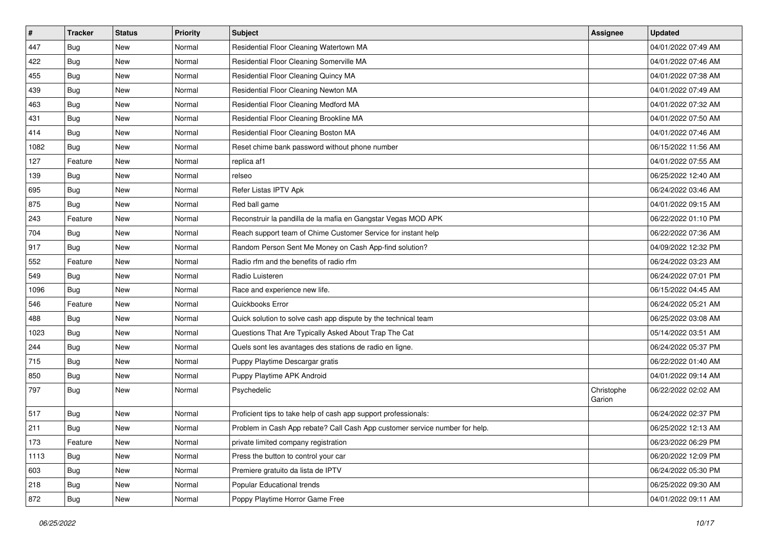| # | Tracker | Status | Priority | Subject | Assignee | Updated |
|---|---|---|---|---|---|---|
| 447 | Bug | New | Normal | Residential Floor Cleaning Watertown MA | | 04/01/2022 07:49 AM |
| 422 | Bug | New | Normal | Residential Floor Cleaning Somerville MA | | 04/01/2022 07:46 AM |
| 455 | Bug | New | Normal | Residential Floor Cleaning Quincy MA | | 04/01/2022 07:38 AM |
| 439 | Bug | New | Normal | Residential Floor Cleaning Newton MA | | 04/01/2022 07:49 AM |
| 463 | Bug | New | Normal | Residential Floor Cleaning Medford MA | | 04/01/2022 07:32 AM |
| 431 | Bug | New | Normal | Residential Floor Cleaning Brookline MA | | 04/01/2022 07:50 AM |
| 414 | Bug | New | Normal | Residential Floor Cleaning Boston MA | | 04/01/2022 07:46 AM |
| 1082 | Bug | New | Normal | Reset chime bank password without phone number | | 06/15/2022 11:56 AM |
| 127 | Feature | New | Normal | replica af1 | | 04/01/2022 07:55 AM |
| 139 | Bug | New | Normal | relseo | | 06/25/2022 12:40 AM |
| 695 | Bug | New | Normal | Refer Listas IPTV Apk | | 06/24/2022 03:46 AM |
| 875 | Bug | New | Normal | Red ball game | | 04/01/2022 09:15 AM |
| 243 | Feature | New | Normal | Reconstruir la pandilla de la mafia en Gangstar Vegas MOD APK | | 06/22/2022 01:10 PM |
| 704 | Bug | New | Normal | Reach support team of Chime Customer Service for instant help | | 06/22/2022 07:36 AM |
| 917 | Bug | New | Normal | Random Person Sent Me Money on Cash App-find solution? | | 04/09/2022 12:32 PM |
| 552 | Feature | New | Normal | Radio rfm and the benefits of radio rfm | | 06/24/2022 03:23 AM |
| 549 | Bug | New | Normal | Radio Luisteren | | 06/24/2022 07:01 PM |
| 1096 | Bug | New | Normal | Race and experience new life. | | 06/15/2022 04:45 AM |
| 546 | Feature | New | Normal | Quickbooks Error | | 06/24/2022 05:21 AM |
| 488 | Bug | New | Normal | Quick solution to solve cash app dispute by the technical team | | 06/25/2022 03:08 AM |
| 1023 | Bug | New | Normal | Questions That Are Typically Asked About Trap The Cat | | 05/14/2022 03:51 AM |
| 244 | Bug | New | Normal | Quels sont les avantages des stations de radio en ligne. | | 06/24/2022 05:37 PM |
| 715 | Bug | New | Normal | Puppy Playtime Descargar gratis | | 06/22/2022 01:40 AM |
| 850 | Bug | New | Normal | Puppy Playtime APK Android | | 04/01/2022 09:14 AM |
| 797 | Bug | New | Normal | Psychedelic | Christophe Garion | 06/22/2022 02:02 AM |
| 517 | Bug | New | Normal | Proficient tips to take help of cash app support professionals: | | 06/24/2022 02:37 PM |
| 211 | Bug | New | Normal | Problem in Cash App rebate? Call Cash App customer service number for help. | | 06/25/2022 12:13 AM |
| 173 | Feature | New | Normal | private limited company registration | | 06/23/2022 06:29 PM |
| 1113 | Bug | New | Normal | Press the button to control your car | | 06/20/2022 12:09 PM |
| 603 | Bug | New | Normal | Premiere gratuito da lista de IPTV | | 06/24/2022 05:30 PM |
| 218 | Bug | New | Normal | Popular Educational trends | | 06/25/2022 09:30 AM |
| 872 | Bug | New | Normal | Poppy Playtime Horror Game Free | | 04/01/2022 09:11 AM |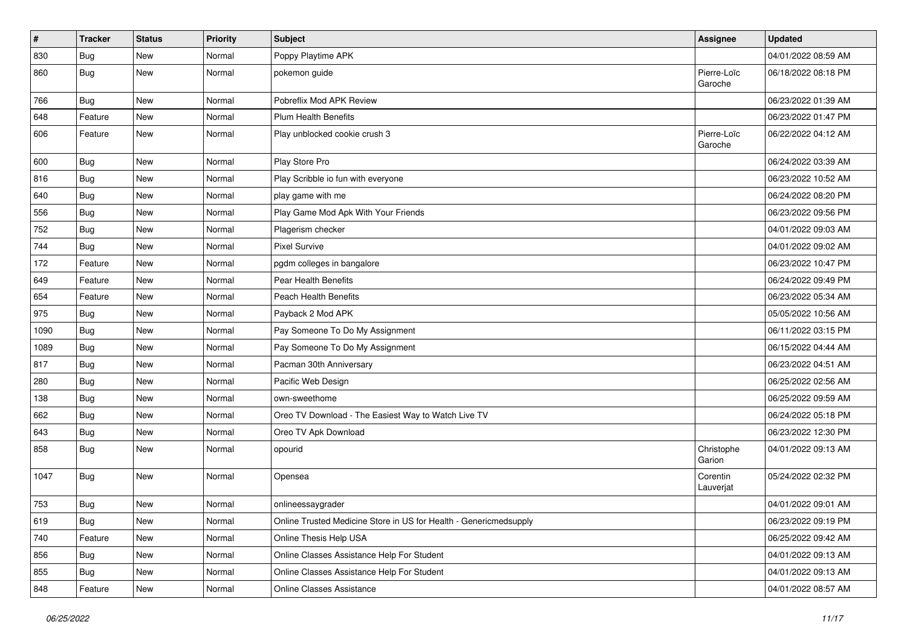| # | Tracker | Status | Priority | Subject | Assignee | Updated |
|---|---|---|---|---|---|---|
| 830 | Bug | New | Normal | Poppy Playtime APK | | 04/01/2022 08:59 AM |
| 860 | Bug | New | Normal | pokemon guide | Pierre-Loïc Garoche | 06/18/2022 08:18 PM |
| 766 | Bug | New | Normal | Pobreflix Mod APK Review | | 06/23/2022 01:39 AM |
| 648 | Feature | New | Normal | Plum Health Benefits | | 06/23/2022 01:47 PM |
| 606 | Feature | New | Normal | Play unblocked cookie crush 3 | Pierre-Loïc Garoche | 06/22/2022 04:12 AM |
| 600 | Bug | New | Normal | Play Store Pro | | 06/24/2022 03:39 AM |
| 816 | Bug | New | Normal | Play Scribble io fun with everyone | | 06/23/2022 10:52 AM |
| 640 | Bug | New | Normal | play game with me | | 06/24/2022 08:20 PM |
| 556 | Bug | New | Normal | Play Game Mod Apk With Your Friends | | 06/23/2022 09:56 PM |
| 752 | Bug | New | Normal | Plagerism checker | | 04/01/2022 09:03 AM |
| 744 | Bug | New | Normal | Pixel Survive | | 04/01/2022 09:02 AM |
| 172 | Feature | New | Normal | pgdm colleges in bangalore | | 06/23/2022 10:47 PM |
| 649 | Feature | New | Normal | Pear Health Benefits | | 06/24/2022 09:49 PM |
| 654 | Feature | New | Normal | Peach Health Benefits | | 06/23/2022 05:34 AM |
| 975 | Bug | New | Normal | Payback 2 Mod APK | | 05/05/2022 10:56 AM |
| 1090 | Bug | New | Normal | Pay Someone To Do My Assignment | | 06/11/2022 03:15 PM |
| 1089 | Bug | New | Normal | Pay Someone To Do My Assignment | | 06/15/2022 04:44 AM |
| 817 | Bug | New | Normal | Pacman 30th Anniversary | | 06/23/2022 04:51 AM |
| 280 | Bug | New | Normal | Pacific Web Design | | 06/25/2022 02:56 AM |
| 138 | Bug | New | Normal | own-sweethome | | 06/25/2022 09:59 AM |
| 662 | Bug | New | Normal | Oreo TV Download - The Easiest Way to Watch Live TV | | 06/24/2022 05:18 PM |
| 643 | Bug | New | Normal | Oreo TV Apk Download | | 06/23/2022 12:30 PM |
| 858 | Bug | New | Normal | opourid | Christophe Garion | 04/01/2022 09:13 AM |
| 1047 | Bug | New | Normal | Opensea | Corentin Lauverjat | 05/24/2022 02:32 PM |
| 753 | Bug | New | Normal | onlineessaygrader | | 04/01/2022 09:01 AM |
| 619 | Bug | New | Normal | Online Trusted Medicine Store in US for Health - Genericmedsupply | | 06/23/2022 09:19 PM |
| 740 | Feature | New | Normal | Online Thesis Help USA | | 06/25/2022 09:42 AM |
| 856 | Bug | New | Normal | Online Classes Assistance Help For Student | | 04/01/2022 09:13 AM |
| 855 | Bug | New | Normal | Online Classes Assistance Help For Student | | 04/01/2022 09:13 AM |
| 848 | Feature | New | Normal | Online Classes Assistance | | 04/01/2022 08:57 AM |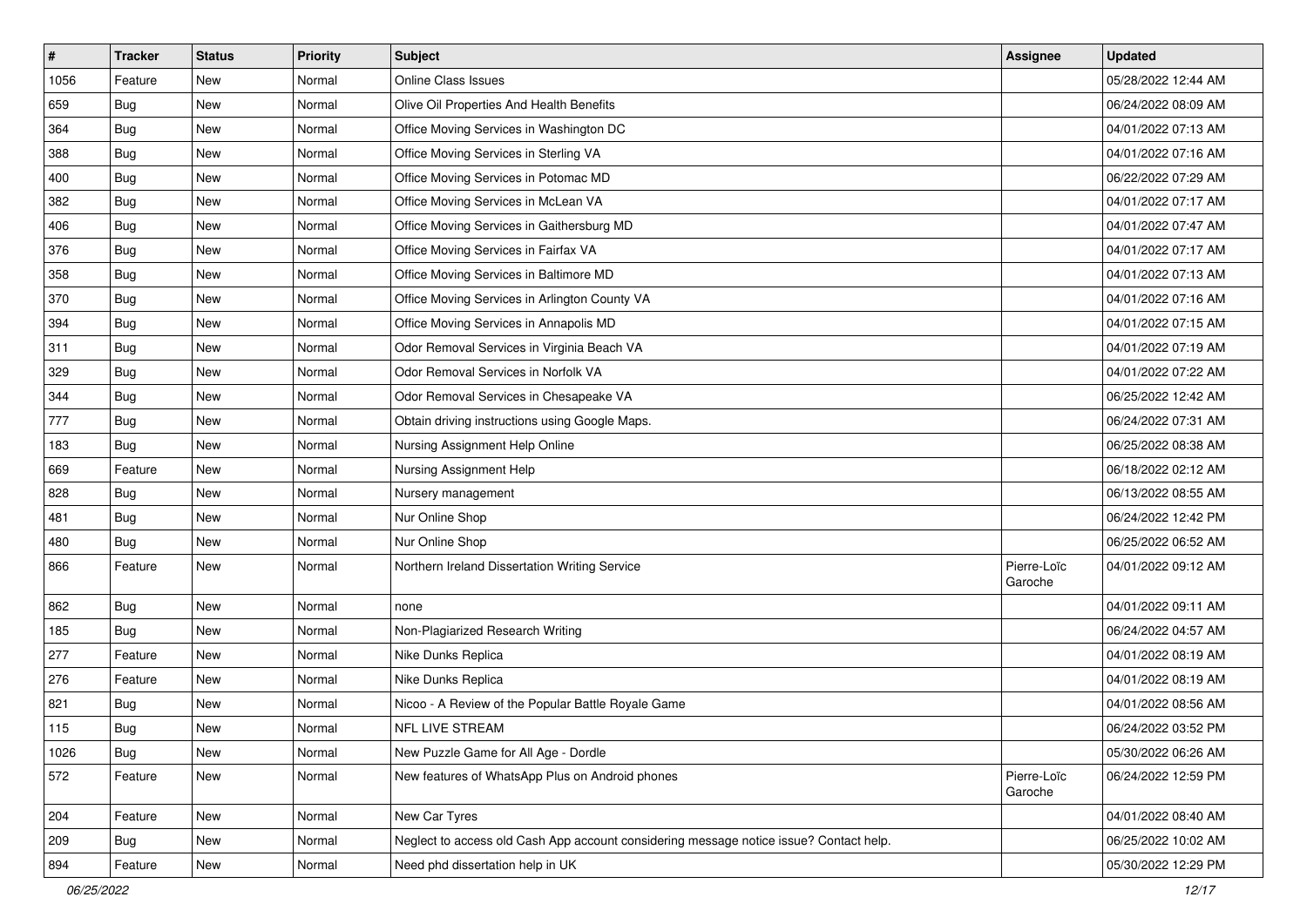| # | Tracker | Status | Priority | Subject | Assignee | Updated |
|---|---|---|---|---|---|---|
| 1056 | Feature | New | Normal | Online Class Issues | | 05/28/2022 12:44 AM |
| 659 | Bug | New | Normal | Olive Oil Properties And Health Benefits | | 06/24/2022 08:09 AM |
| 364 | Bug | New | Normal | Office Moving Services in Washington DC | | 04/01/2022 07:13 AM |
| 388 | Bug | New | Normal | Office Moving Services in Sterling VA | | 04/01/2022 07:16 AM |
| 400 | Bug | New | Normal | Office Moving Services in Potomac MD | | 06/22/2022 07:29 AM |
| 382 | Bug | New | Normal | Office Moving Services in McLean VA | | 04/01/2022 07:17 AM |
| 406 | Bug | New | Normal | Office Moving Services in Gaithersburg MD | | 04/01/2022 07:47 AM |
| 376 | Bug | New | Normal | Office Moving Services in Fairfax VA | | 04/01/2022 07:17 AM |
| 358 | Bug | New | Normal | Office Moving Services in Baltimore MD | | 04/01/2022 07:13 AM |
| 370 | Bug | New | Normal | Office Moving Services in Arlington County VA | | 04/01/2022 07:16 AM |
| 394 | Bug | New | Normal | Office Moving Services in Annapolis MD | | 04/01/2022 07:15 AM |
| 311 | Bug | New | Normal | Odor Removal Services in Virginia Beach VA | | 04/01/2022 07:19 AM |
| 329 | Bug | New | Normal | Odor Removal Services in Norfolk VA | | 04/01/2022 07:22 AM |
| 344 | Bug | New | Normal | Odor Removal Services in Chesapeake VA | | 06/25/2022 12:42 AM |
| 777 | Bug | New | Normal | Obtain driving instructions using Google Maps. | | 06/24/2022 07:31 AM |
| 183 | Bug | New | Normal | Nursing Assignment Help Online | | 06/25/2022 08:38 AM |
| 669 | Feature | New | Normal | Nursing Assignment Help | | 06/18/2022 02:12 AM |
| 828 | Bug | New | Normal | Nursery management | | 06/13/2022 08:55 AM |
| 481 | Bug | New | Normal | Nur Online Shop | | 06/24/2022 12:42 PM |
| 480 | Bug | New | Normal | Nur Online Shop | | 06/25/2022 06:52 AM |
| 866 | Feature | New | Normal | Northern Ireland Dissertation Writing Service | Pierre-Loïc Garoche | 04/01/2022 09:12 AM |
| 862 | Bug | New | Normal | none | | 04/01/2022 09:11 AM |
| 185 | Bug | New | Normal | Non-Plagiarized Research Writing | | 06/24/2022 04:57 AM |
| 277 | Feature | New | Normal | Nike Dunks Replica | | 04/01/2022 08:19 AM |
| 276 | Feature | New | Normal | Nike Dunks Replica | | 04/01/2022 08:19 AM |
| 821 | Bug | New | Normal | Nicoo - A Review of the Popular Battle Royale Game | | 04/01/2022 08:56 AM |
| 115 | Bug | New | Normal | NFL LIVE STREAM | | 06/24/2022 03:52 PM |
| 1026 | Bug | New | Normal | New Puzzle Game for All Age - Dordle | | 05/30/2022 06:26 AM |
| 572 | Feature | New | Normal | New features of WhatsApp Plus on Android phones | Pierre-Loïc Garoche | 06/24/2022 12:59 PM |
| 204 | Feature | New | Normal | New Car Tyres | | 04/01/2022 08:40 AM |
| 209 | Bug | New | Normal | Neglect to access old Cash App account considering message notice issue? Contact help. | | 06/25/2022 10:02 AM |
| 894 | Feature | New | Normal | Need phd dissertation help in UK | | 05/30/2022 12:29 PM |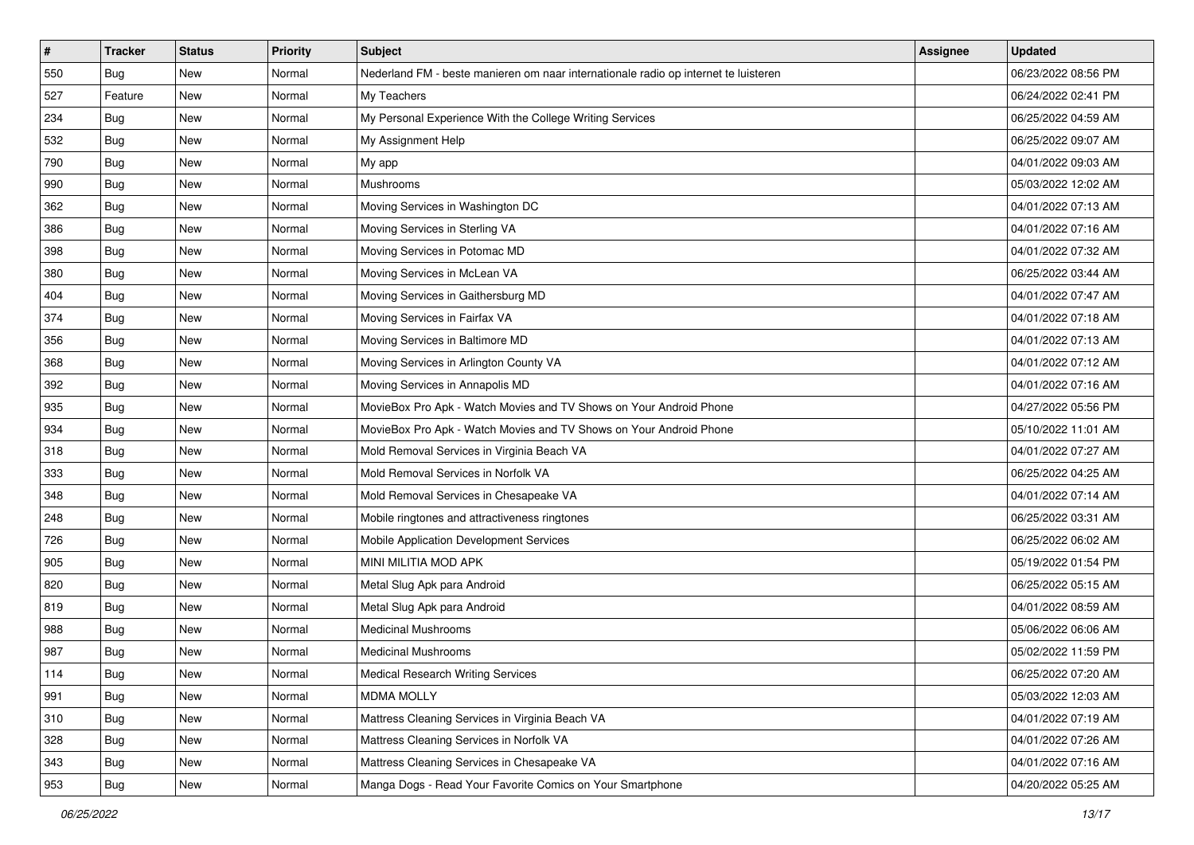| # | Tracker | Status | Priority | Subject | Assignee | Updated |
|---|---|---|---|---|---|---|
| 550 | Bug | New | Normal | Nederland FM - beste manieren om naar internationale radio op internet te luisteren | | 06/23/2022 08:56 PM |
| 527 | Feature | New | Normal | My Teachers | | 06/24/2022 02:41 PM |
| 234 | Bug | New | Normal | My Personal Experience With the College Writing Services | | 06/25/2022 04:59 AM |
| 532 | Bug | New | Normal | My Assignment Help | | 06/25/2022 09:07 AM |
| 790 | Bug | New | Normal | My app | | 04/01/2022 09:03 AM |
| 990 | Bug | New | Normal | Mushrooms | | 05/03/2022 12:02 AM |
| 362 | Bug | New | Normal | Moving Services in Washington DC | | 04/01/2022 07:13 AM |
| 386 | Bug | New | Normal | Moving Services in Sterling VA | | 04/01/2022 07:16 AM |
| 398 | Bug | New | Normal | Moving Services in Potomac MD | | 04/01/2022 07:32 AM |
| 380 | Bug | New | Normal | Moving Services in McLean VA | | 06/25/2022 03:44 AM |
| 404 | Bug | New | Normal | Moving Services in Gaithersburg MD | | 04/01/2022 07:47 AM |
| 374 | Bug | New | Normal | Moving Services in Fairfax VA | | 04/01/2022 07:18 AM |
| 356 | Bug | New | Normal | Moving Services in Baltimore MD | | 04/01/2022 07:13 AM |
| 368 | Bug | New | Normal | Moving Services in Arlington County VA | | 04/01/2022 07:12 AM |
| 392 | Bug | New | Normal | Moving Services in Annapolis MD | | 04/01/2022 07:16 AM |
| 935 | Bug | New | Normal | MovieBox Pro Apk - Watch Movies and TV Shows on Your Android Phone | | 04/27/2022 05:56 PM |
| 934 | Bug | New | Normal | MovieBox Pro Apk - Watch Movies and TV Shows on Your Android Phone | | 05/10/2022 11:01 AM |
| 318 | Bug | New | Normal | Mold Removal Services in Virginia Beach VA | | 04/01/2022 07:27 AM |
| 333 | Bug | New | Normal | Mold Removal Services in Norfolk VA | | 06/25/2022 04:25 AM |
| 348 | Bug | New | Normal | Mold Removal Services in Chesapeake VA | | 04/01/2022 07:14 AM |
| 248 | Bug | New | Normal | Mobile ringtones and attractiveness ringtones | | 06/25/2022 03:31 AM |
| 726 | Bug | New | Normal | Mobile Application Development Services | | 06/25/2022 06:02 AM |
| 905 | Bug | New | Normal | MINI MILITIA MOD APK | | 05/19/2022 01:54 PM |
| 820 | Bug | New | Normal | Metal Slug Apk para Android | | 06/25/2022 05:15 AM |
| 819 | Bug | New | Normal | Metal Slug Apk para Android | | 04/01/2022 08:59 AM |
| 988 | Bug | New | Normal | Medicinal Mushrooms | | 05/06/2022 06:06 AM |
| 987 | Bug | New | Normal | Medicinal Mushrooms | | 05/02/2022 11:59 PM |
| 114 | Bug | New | Normal | Medical Research Writing Services | | 06/25/2022 07:20 AM |
| 991 | Bug | New | Normal | MDMA MOLLY | | 05/03/2022 12:03 AM |
| 310 | Bug | New | Normal | Mattress Cleaning Services in Virginia Beach VA | | 04/01/2022 07:19 AM |
| 328 | Bug | New | Normal | Mattress Cleaning Services in Norfolk VA | | 04/01/2022 07:26 AM |
| 343 | Bug | New | Normal | Mattress Cleaning Services in Chesapeake VA | | 04/01/2022 07:16 AM |
| 953 | Bug | New | Normal | Manga Dogs - Read Your Favorite Comics on Your Smartphone | | 04/20/2022 05:25 AM |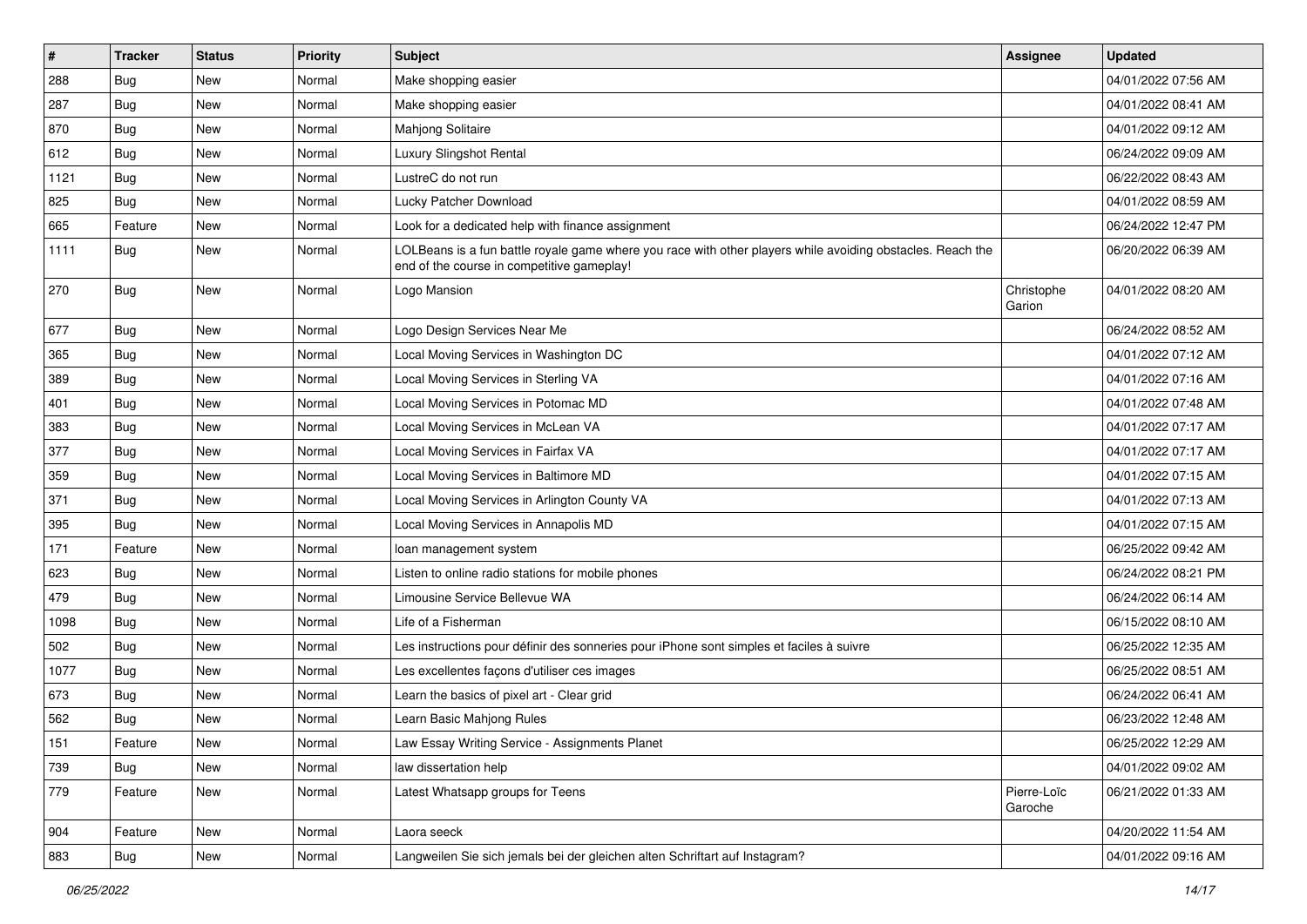| # | Tracker | Status | Priority | Subject | Assignee | Updated |
|---|---|---|---|---|---|---|
| 288 | Bug | New | Normal | Make shopping easier | | 04/01/2022 07:56 AM |
| 287 | Bug | New | Normal | Make shopping easier | | 04/01/2022 08:41 AM |
| 870 | Bug | New | Normal | Mahjong Solitaire | | 04/01/2022 09:12 AM |
| 612 | Bug | New | Normal | Luxury Slingshot Rental | | 06/24/2022 09:09 AM |
| 1121 | Bug | New | Normal | LustreC do not run | | 06/22/2022 08:43 AM |
| 825 | Bug | New | Normal | Lucky Patcher Download | | 04/01/2022 08:59 AM |
| 665 | Feature | New | Normal | Look for a dedicated help with finance assignment | | 06/24/2022 12:47 PM |
| 1111 | Bug | New | Normal | LOLBeans is a fun battle royale game where you race with other players while avoiding obstacles. Reach the end of the course in competitive gameplay! | | 06/20/2022 06:39 AM |
| 270 | Bug | New | Normal | Logo Mansion | Christophe Garion | 04/01/2022 08:20 AM |
| 677 | Bug | New | Normal | Logo Design Services Near Me | | 06/24/2022 08:52 AM |
| 365 | Bug | New | Normal | Local Moving Services in Washington DC | | 04/01/2022 07:12 AM |
| 389 | Bug | New | Normal | Local Moving Services in Sterling VA | | 04/01/2022 07:16 AM |
| 401 | Bug | New | Normal | Local Moving Services in Potomac MD | | 04/01/2022 07:48 AM |
| 383 | Bug | New | Normal | Local Moving Services in McLean VA | | 04/01/2022 07:17 AM |
| 377 | Bug | New | Normal | Local Moving Services in Fairfax VA | | 04/01/2022 07:17 AM |
| 359 | Bug | New | Normal | Local Moving Services in Baltimore MD | | 04/01/2022 07:15 AM |
| 371 | Bug | New | Normal | Local Moving Services in Arlington County VA | | 04/01/2022 07:13 AM |
| 395 | Bug | New | Normal | Local Moving Services in Annapolis MD | | 04/01/2022 07:15 AM |
| 171 | Feature | New | Normal | loan management system | | 06/25/2022 09:42 AM |
| 623 | Bug | New | Normal | Listen to online radio stations for mobile phones | | 06/24/2022 08:21 PM |
| 479 | Bug | New | Normal | Limousine Service Bellevue WA | | 06/24/2022 06:14 AM |
| 1098 | Bug | New | Normal | Life of a Fisherman | | 06/15/2022 08:10 AM |
| 502 | Bug | New | Normal | Les instructions pour définir des sonneries pour iPhone sont simples et faciles à suivre | | 06/25/2022 12:35 AM |
| 1077 | Bug | New | Normal | Les excellentes façons d'utiliser ces images | | 06/25/2022 08:51 AM |
| 673 | Bug | New | Normal | Learn the basics of pixel art - Clear grid | | 06/24/2022 06:41 AM |
| 562 | Bug | New | Normal | Learn Basic Mahjong Rules | | 06/23/2022 12:48 AM |
| 151 | Feature | New | Normal | Law Essay Writing Service - Assignments Planet | | 06/25/2022 12:29 AM |
| 739 | Bug | New | Normal | law dissertation help | | 04/01/2022 09:02 AM |
| 779 | Feature | New | Normal | Latest Whatsapp groups for Teens | Pierre-Loïc Garoche | 06/21/2022 01:33 AM |
| 904 | Feature | New | Normal | Laora seeck | | 04/20/2022 11:54 AM |
| 883 | Bug | New | Normal | Langweilen Sie sich jemals bei der gleichen alten Schriftart auf Instagram? | | 04/01/2022 09:16 AM |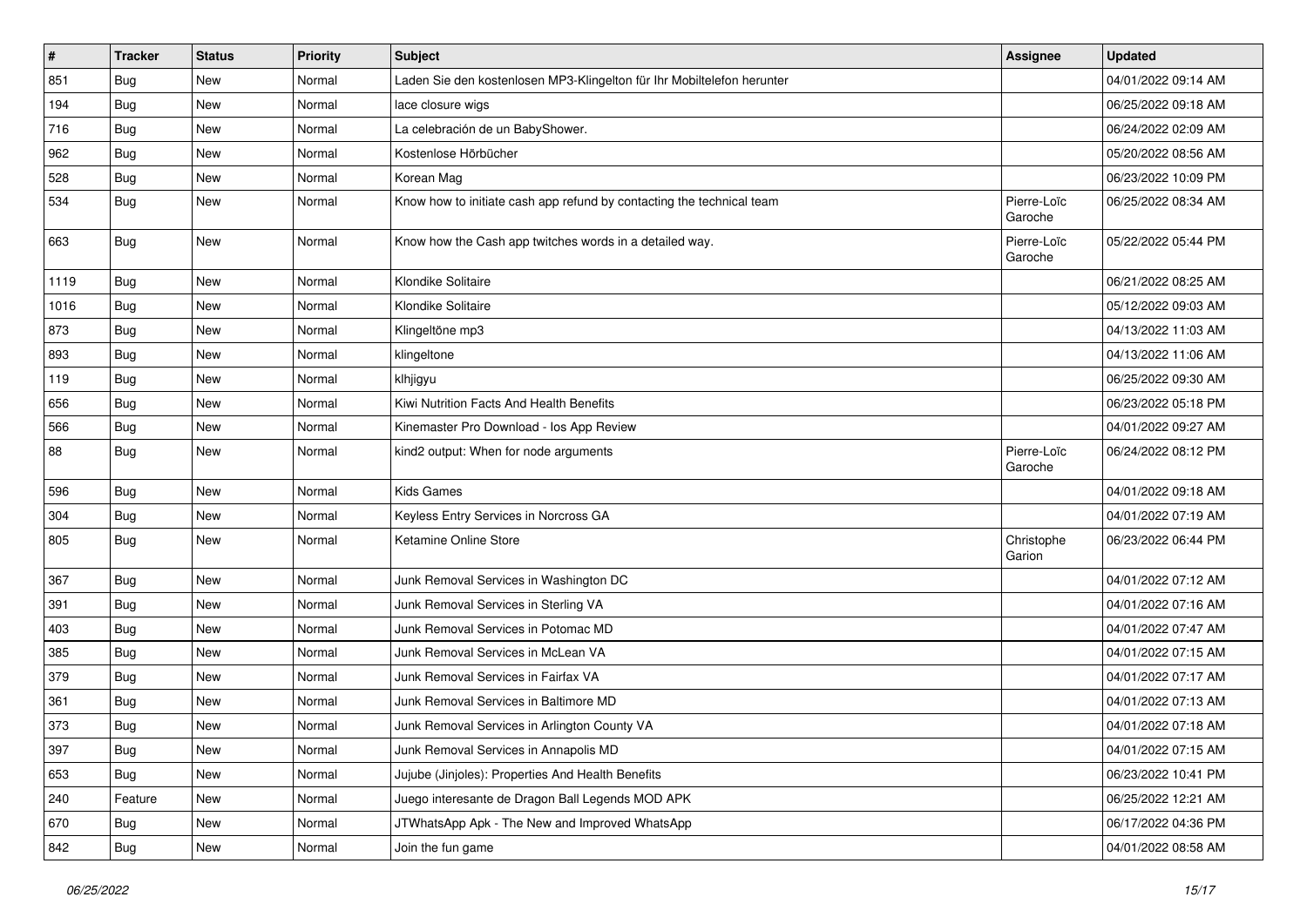| # | Tracker | Status | Priority | Subject | Assignee | Updated |
| --- | --- | --- | --- | --- | --- | --- |
| 851 | Bug | New | Normal | Laden Sie den kostenlosen MP3-Klingelton für Ihr Mobiltelefon herunter | | 04/01/2022 09:14 AM |
| 194 | Bug | New | Normal | lace closure wigs | | 06/25/2022 09:18 AM |
| 716 | Bug | New | Normal | La celebración de un BabyShower. | | 06/24/2022 02:09 AM |
| 962 | Bug | New | Normal | Kostenlose Hörbücher | | 05/20/2022 08:56 AM |
| 528 | Bug | New | Normal | Korean Mag | | 06/23/2022 10:09 PM |
| 534 | Bug | New | Normal | Know how to initiate cash app refund by contacting the technical team | Pierre-Loïc Garoche | 06/25/2022 08:34 AM |
| 663 | Bug | New | Normal | Know how the Cash app twitches words in a detailed way. | Pierre-Loïc Garoche | 05/22/2022 05:44 PM |
| 1119 | Bug | New | Normal | Klondike Solitaire | | 06/21/2022 08:25 AM |
| 1016 | Bug | New | Normal | Klondike Solitaire | | 05/12/2022 09:03 AM |
| 873 | Bug | New | Normal | Klingeltöne mp3 | | 04/13/2022 11:03 AM |
| 893 | Bug | New | Normal | klingeltone | | 04/13/2022 11:06 AM |
| 119 | Bug | New | Normal | klhjigyu | | 06/25/2022 09:30 AM |
| 656 | Bug | New | Normal | Kiwi Nutrition Facts And Health Benefits | | 06/23/2022 05:18 PM |
| 566 | Bug | New | Normal | Kinemaster Pro Download - Ios App Review | | 04/01/2022 09:27 AM |
| 88 | Bug | New | Normal | kind2 output: When for node arguments | Pierre-Loïc Garoche | 06/24/2022 08:12 PM |
| 596 | Bug | New | Normal | Kids Games | | 04/01/2022 09:18 AM |
| 304 | Bug | New | Normal | Keyless Entry Services in Norcross GA | | 04/01/2022 07:19 AM |
| 805 | Bug | New | Normal | Ketamine Online Store | Christophe Garion | 06/23/2022 06:44 PM |
| 367 | Bug | New | Normal | Junk Removal Services in Washington DC | | 04/01/2022 07:12 AM |
| 391 | Bug | New | Normal | Junk Removal Services in Sterling VA | | 04/01/2022 07:16 AM |
| 403 | Bug | New | Normal | Junk Removal Services in Potomac MD | | 04/01/2022 07:47 AM |
| 385 | Bug | New | Normal | Junk Removal Services in McLean VA | | 04/01/2022 07:15 AM |
| 379 | Bug | New | Normal | Junk Removal Services in Fairfax VA | | 04/01/2022 07:17 AM |
| 361 | Bug | New | Normal | Junk Removal Services in Baltimore MD | | 04/01/2022 07:13 AM |
| 373 | Bug | New | Normal | Junk Removal Services in Arlington County VA | | 04/01/2022 07:18 AM |
| 397 | Bug | New | Normal | Junk Removal Services in Annapolis MD | | 04/01/2022 07:15 AM |
| 653 | Bug | New | Normal | Jujube (Jinjoles): Properties And Health Benefits | | 06/23/2022 10:41 PM |
| 240 | Feature | New | Normal | Juego interesante de Dragon Ball Legends MOD APK | | 06/25/2022 12:21 AM |
| 670 | Bug | New | Normal | JTWhatsApp Apk - The New and Improved WhatsApp | | 06/17/2022 04:36 PM |
| 842 | Bug | New | Normal | Join the fun game | | 04/01/2022 08:58 AM |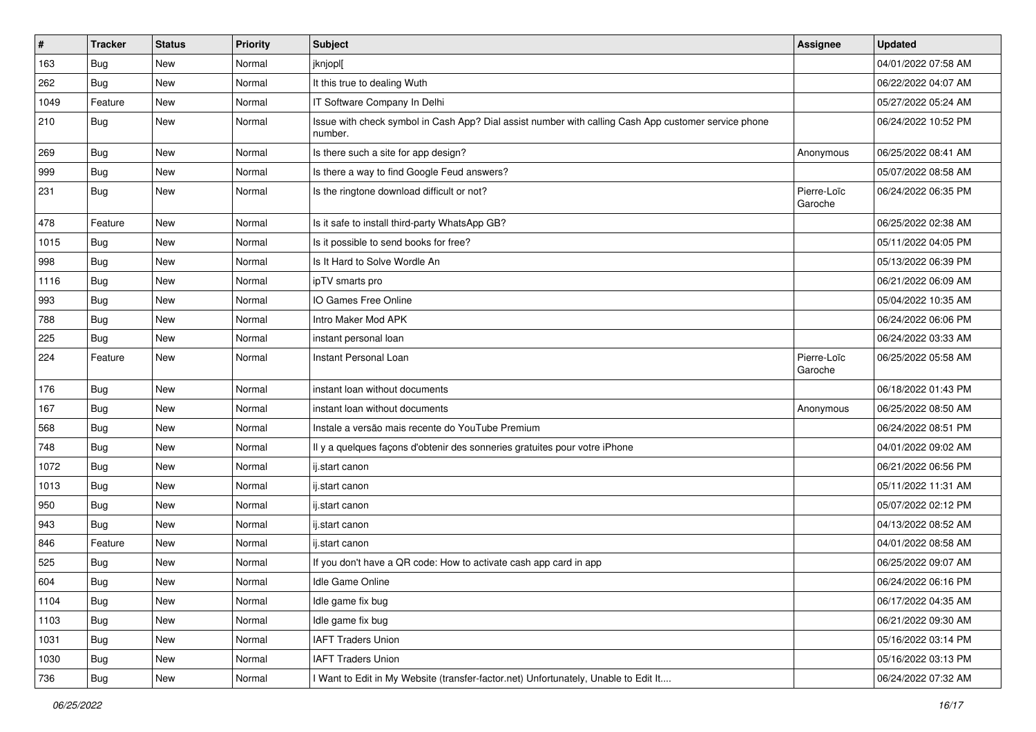| # | Tracker | Status | Priority | Subject | Assignee | Updated |
|---|---|---|---|---|---|---|
| 163 | Bug | New | Normal | jknjopl[ | | 04/01/2022 07:58 AM |
| 262 | Bug | New | Normal | It this true to dealing Wuth | | 06/22/2022 04:07 AM |
| 1049 | Feature | New | Normal | IT Software Company In Delhi | | 05/27/2022 05:24 AM |
| 210 | Bug | New | Normal | Issue with check symbol in Cash App? Dial assist number with calling Cash App customer service phone number. | | 06/24/2022 10:52 PM |
| 269 | Bug | New | Normal | Is there such a site for app design? | Anonymous | 06/25/2022 08:41 AM |
| 999 | Bug | New | Normal | Is there a way to find Google Feud answers? | | 05/07/2022 08:58 AM |
| 231 | Bug | New | Normal | Is the ringtone download difficult or not? | Pierre-Loïc Garoche | 06/24/2022 06:35 PM |
| 478 | Feature | New | Normal | Is it safe to install third-party WhatsApp GB? | | 06/25/2022 02:38 AM |
| 1015 | Bug | New | Normal | Is it possible to send books for free? | | 05/11/2022 04:05 PM |
| 998 | Bug | New | Normal | Is It Hard to Solve Wordle An | | 05/13/2022 06:39 PM |
| 1116 | Bug | New | Normal | ipTV smarts pro | | 06/21/2022 06:09 AM |
| 993 | Bug | New | Normal | IO Games Free Online | | 05/04/2022 10:35 AM |
| 788 | Bug | New | Normal | Intro Maker Mod APK | | 06/24/2022 06:06 PM |
| 225 | Bug | New | Normal | instant personal loan | | 06/24/2022 03:33 AM |
| 224 | Feature | New | Normal | Instant Personal Loan | Pierre-Loïc Garoche | 06/25/2022 05:58 AM |
| 176 | Bug | New | Normal | instant loan without documents | | 06/18/2022 01:43 PM |
| 167 | Bug | New | Normal | instant loan without documents | Anonymous | 06/25/2022 08:50 AM |
| 568 | Bug | New | Normal | Instale a versão mais recente do YouTube Premium | | 06/24/2022 08:51 PM |
| 748 | Bug | New | Normal | Il y a quelques façons d'obtenir des sonneries gratuites pour votre iPhone | | 04/01/2022 09:02 AM |
| 1072 | Bug | New | Normal | ij.start canon | | 06/21/2022 06:56 PM |
| 1013 | Bug | New | Normal | ij.start canon | | 05/11/2022 11:31 AM |
| 950 | Bug | New | Normal | ij.start canon | | 05/07/2022 02:12 PM |
| 943 | Bug | New | Normal | ij.start canon | | 04/13/2022 08:52 AM |
| 846 | Feature | New | Normal | ij.start canon | | 04/01/2022 08:58 AM |
| 525 | Bug | New | Normal | If you don't have a QR code: How to activate cash app card in app | | 06/25/2022 09:07 AM |
| 604 | Bug | New | Normal | Idle Game Online | | 06/24/2022 06:16 PM |
| 1104 | Bug | New | Normal | Idle game fix bug | | 06/17/2022 04:35 AM |
| 1103 | Bug | New | Normal | Idle game fix bug | | 06/21/2022 09:30 AM |
| 1031 | Bug | New | Normal | IAFT Traders Union | | 05/16/2022 03:14 PM |
| 1030 | Bug | New | Normal | IAFT Traders Union | | 05/16/2022 03:13 PM |
| 736 | Bug | New | Normal | I Want to Edit in My Website (transfer-factor.net) Unfortunately, Unable to Edit It.... | | 06/24/2022 07:32 AM |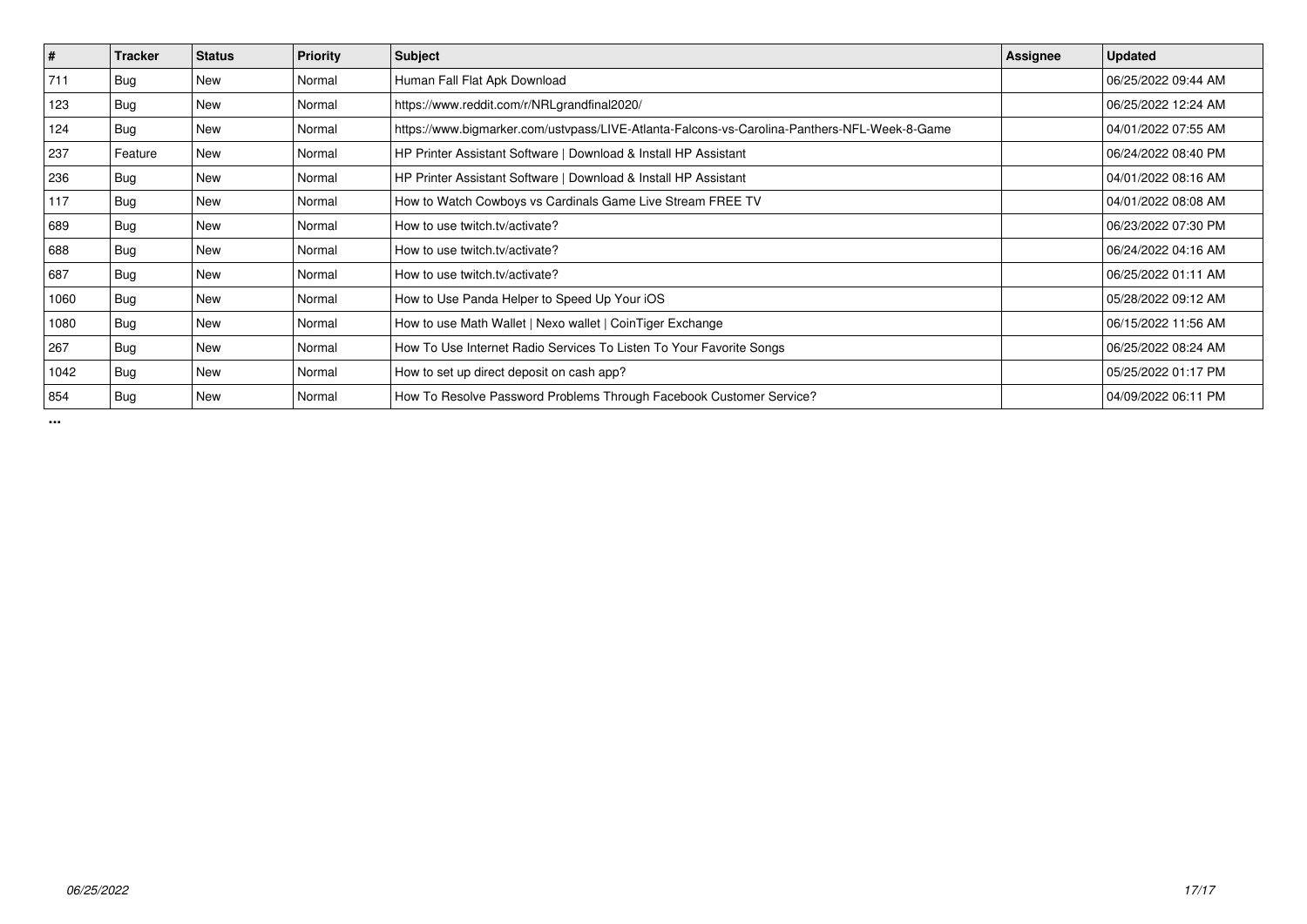| # | Tracker | Status | Priority | Subject | Assignee | Updated |
|---|---|---|---|---|---|---|
| 711 | Bug | New | Normal | Human Fall Flat Apk Download | | 06/25/2022 09:44 AM |
| 123 | Bug | New | Normal | https://www.reddit.com/r/NRLgrandfinal2020/ | | 06/25/2022 12:24 AM |
| 124 | Bug | New | Normal | https://www.bigmarker.com/ustvpass/LIVE-Atlanta-Falcons-vs-Carolina-Panthers-NFL-Week-8-Game | | 04/01/2022 07:55 AM |
| 237 | Feature | New | Normal | HP Printer Assistant Software \| Download & Install HP Assistant | | 06/24/2022 08:40 PM |
| 236 | Bug | New | Normal | HP Printer Assistant Software \| Download & Install HP Assistant | | 04/01/2022 08:16 AM |
| 117 | Bug | New | Normal | How to Watch Cowboys vs Cardinals Game Live Stream FREE TV | | 04/01/2022 08:08 AM |
| 689 | Bug | New | Normal | How to use twitch.tv/activate? | | 06/23/2022 07:30 PM |
| 688 | Bug | New | Normal | How to use twitch.tv/activate? | | 06/24/2022 04:16 AM |
| 687 | Bug | New | Normal | How to use twitch.tv/activate? | | 06/25/2022 01:11 AM |
| 1060 | Bug | New | Normal | How to Use Panda Helper to Speed Up Your iOS | | 05/28/2022 09:12 AM |
| 1080 | Bug | New | Normal | How to use Math Wallet \| Nexo wallet \| CoinTiger Exchange | | 06/15/2022 11:56 AM |
| 267 | Bug | New | Normal | How To Use Internet Radio Services To Listen To Your Favorite Songs | | 06/25/2022 08:24 AM |
| 1042 | Bug | New | Normal | How to set up direct deposit on cash app? | | 05/25/2022 01:17 PM |
| 854 | Bug | New | Normal | How To Resolve Password Problems Through Facebook Customer Service? | | 04/09/2022 06:11 PM |

...